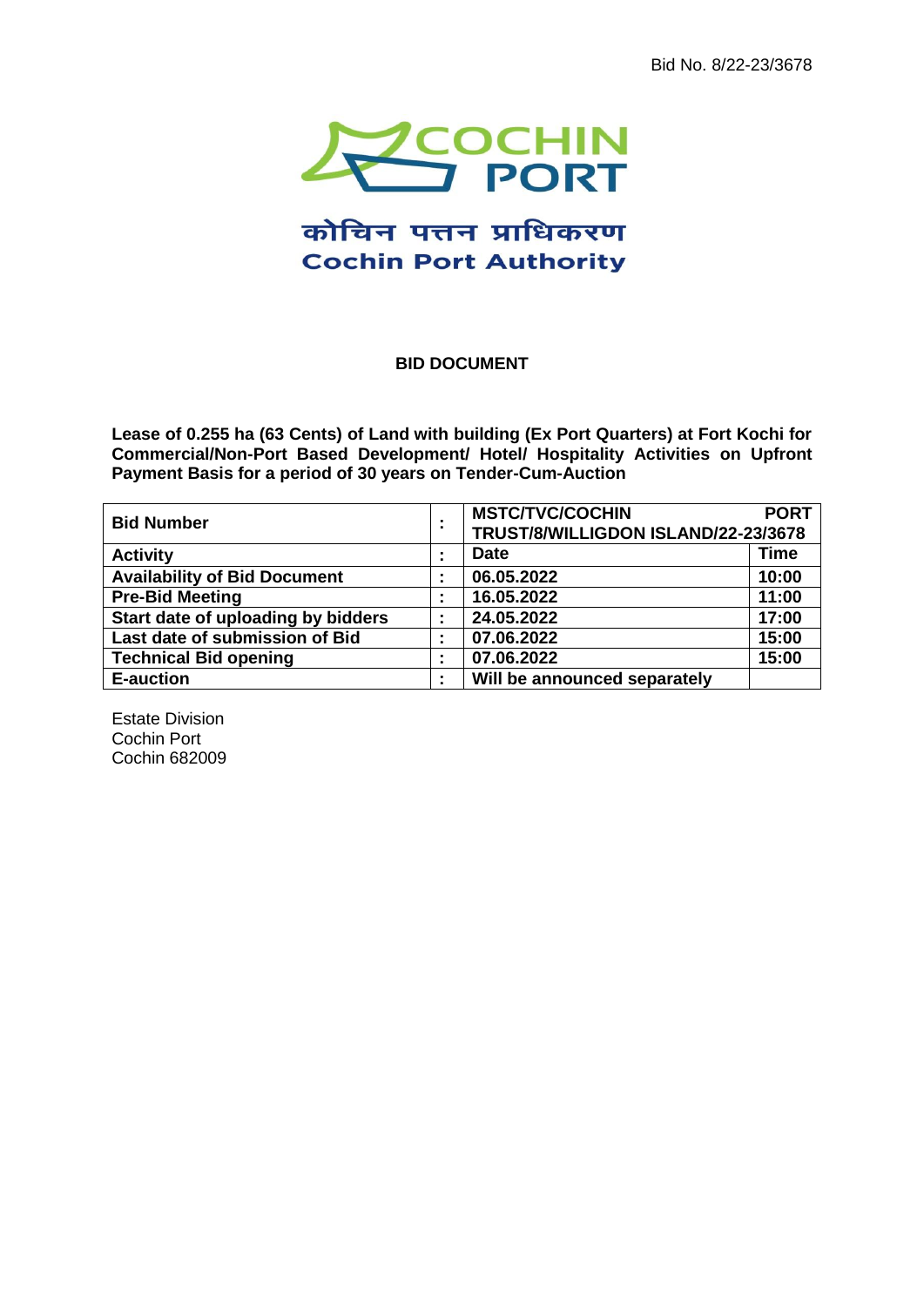Bid No. 8/22-23/3678

कोचिन पत्तन प्राधिकरण
Cochin Port Authority

# BID DOCUMENT

**Lease of 0.255 ha (63 Cents) of Land with building (Ex Port Quarters) at Fort Kochi for Commercial/Non-Port Based Development/ Hotel/ Hospitality Activities on Upfront Payment Basis for a period of 30 years on Tender-Cum-Auction**

| **Bid Number** | **:** | **MSTC/TVC/COCHIN PORT TRUST/8/WILLIGDON ISLAND/22-23/3678** | |
|---|---|---|---|
| **Activity** | **:** | **Date** | **Time** |
| **Availability of Bid Document** | **:** | **06.05.2022** | **10:00** |
| **Pre-Bid Meeting** | **:** | **16.05.2022** | **11:00** |
| **Start date of uploading by bidders** | **:** | **24.05.2022** | **17:00** |
| **Last date of submission of Bid** | **:** | **07.06.2022** | **15:00** |
| **Technical Bid opening** | **:** | **07.06.2022** | **15:00** |
| **E-auction** | **:** | **Will be announced separately** | |

Estate Division
Cochin Port
Cochin 682009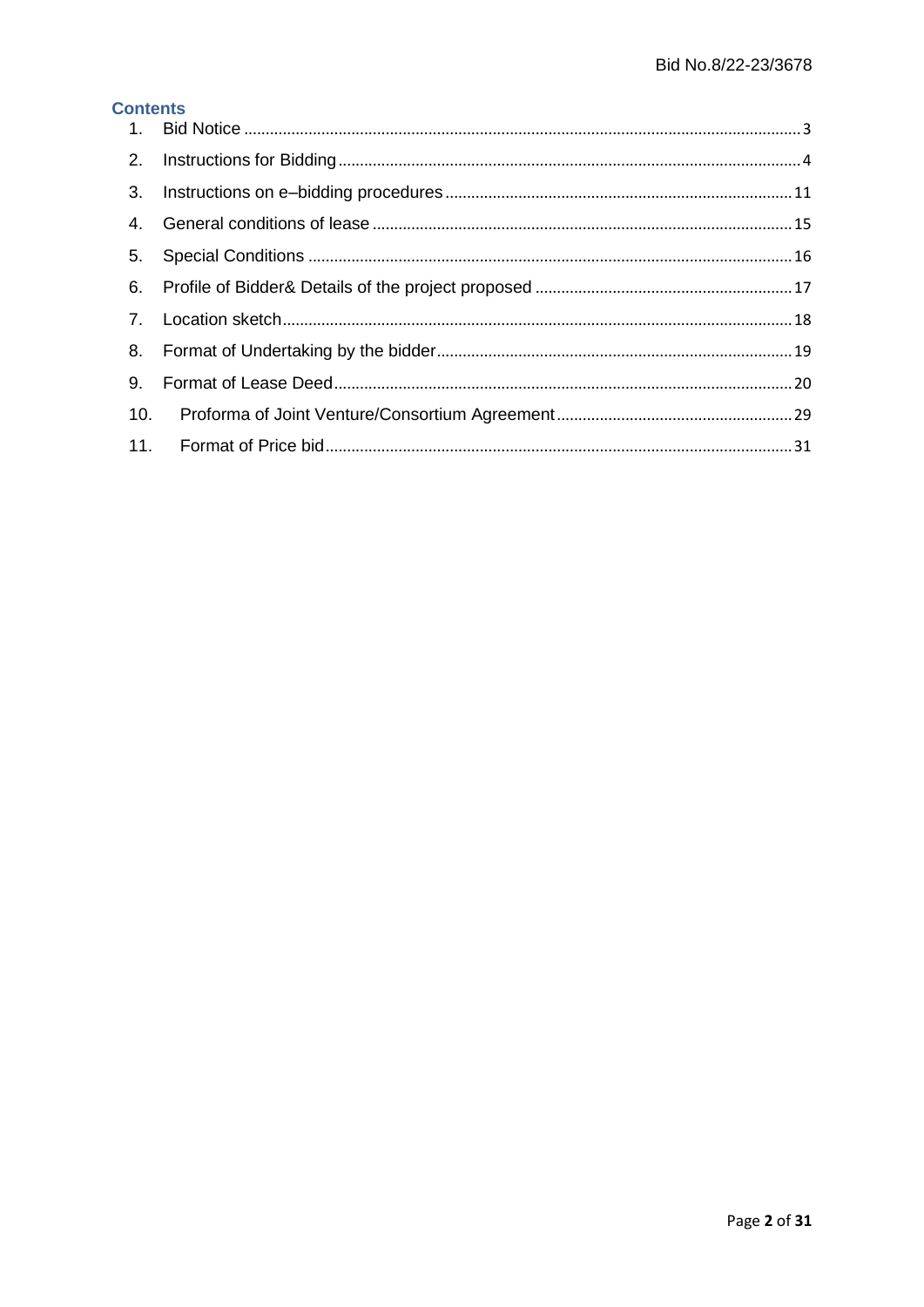## Contents

1. Bid Notice ..... 3
2. Instructions for Bidding ..... 4
3. Instructions on e–bidding procedures ..... 11
4. General conditions of lease ..... 15
5. Special Conditions ..... 16
6. Profile of Bidder& Details of the project proposed ..... 17
7. Location sketch ..... 18
8. Format of Undertaking by the bidder ..... 19
9. Format of Lease Deed ..... 20
10. Proforma of Joint Venture/Consortium Agreement ..... 29
11. Format of Price bid ..... 31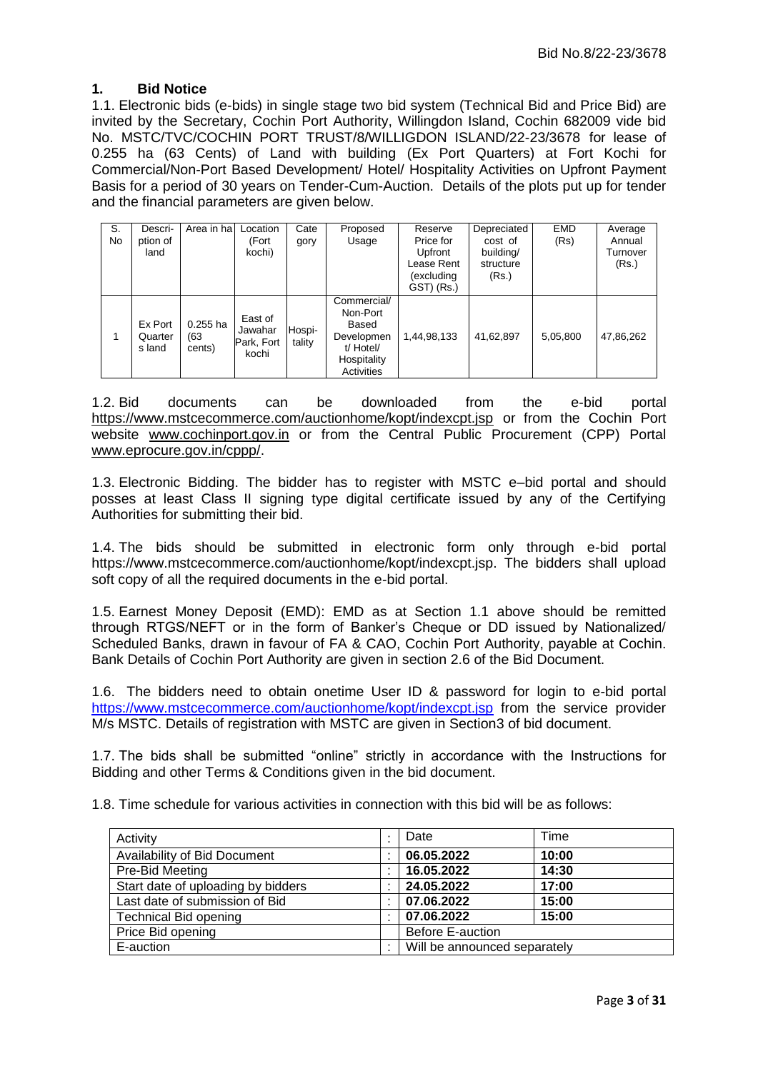## 1. Bid Notice

1.1. Electronic bids (e-bids) in single stage two bid system (Technical Bid and Price Bid) are invited by the Secretary, Cochin Port Authority, Willingdon Island, Cochin 682009 vide bid No. MSTC/TVC/COCHIN PORT TRUST/8/WILLIGDON ISLAND/22-23/3678 for lease of 0.255 ha (63 Cents) of Land with building (Ex Port Quarters) at Fort Kochi for Commercial/Non-Port Based Development/ Hotel/ Hospitality Activities on Upfront Payment Basis for a period of 30 years on Tender-Cum-Auction. Details of the plots put up for tender and the financial parameters are given below.

| S. No | Description of land | Area in ha | Location (Fort kochi) | Category | Proposed Usage | Reserve Price for Upfront Lease Rent (excluding GST) (Rs.) | Depreciated cost of building/ structure (Rs.) | EMD (Rs) | Average Annual Turnover (Rs.) |
|---|---|---|---|---|---|---|---|---|---|
| 1 | Ex Port Quarters land | 0.255 ha (63 cents) | East of Jawahar Park, Fort kochi | Hospitality | Commercial/ Non-Port Based Development/ Hotel/ Hospitality Activities | 1,44,98,133 | 41,62,897 | 5,05,800 | 47,86,262 |

1.2. Bid documents can be downloaded from the e-bid portal https://www.mstcecommerce.com/auctionhome/kopt/indexcpt.jsp or from the Cochin Port website www.cochinport.gov.in or from the Central Public Procurement (CPP) Portal www.eprocure.gov.in/cppp/.

1.3. Electronic Bidding. The bidder has to register with MSTC e–bid portal and should posses at least Class II signing type digital certificate issued by any of the Certifying Authorities for submitting their bid.

1.4. The bids should be submitted in electronic form only through e-bid portal https://www.mstcecommerce.com/auctionhome/kopt/indexcpt.jsp. The bidders shall upload soft copy of all the required documents in the e-bid portal.

1.5. Earnest Money Deposit (EMD): EMD as at Section 1.1 above should be remitted through RTGS/NEFT or in the form of Banker's Cheque or DD issued by Nationalized/ Scheduled Banks, drawn in favour of FA & CAO, Cochin Port Authority, payable at Cochin. Bank Details of Cochin Port Authority are given in section 2.6 of the Bid Document.

1.6. The bidders need to obtain onetime User ID & password for login to e-bid portal https://www.mstcecommerce.com/auctionhome/kopt/indexcpt.jsp from the service provider M/s MSTC. Details of registration with MSTC are given in Section3 of bid document.

1.7. The bids shall be submitted "online" strictly in accordance with the Instructions for Bidding and other Terms & Conditions given in the bid document.

1.8. Time schedule for various activities in connection with this bid will be as follows:

| Activity | : | Date | Time |
|---|---|---|---|
| Availability of Bid Document | : | **06.05.2022** | **10:00** |
| Pre-Bid Meeting | : | **16.05.2022** | **14:30** |
| Start date of uploading by bidders | : | **24.05.2022** | **17:00** |
| Last date of submission of Bid | : | **07.06.2022** | **15:00** |
| Technical Bid opening | : | **07.06.2022** | **15:00** |
| Price Bid opening | | Before E-auction | |
| E-auction | : | Will be announced separately | |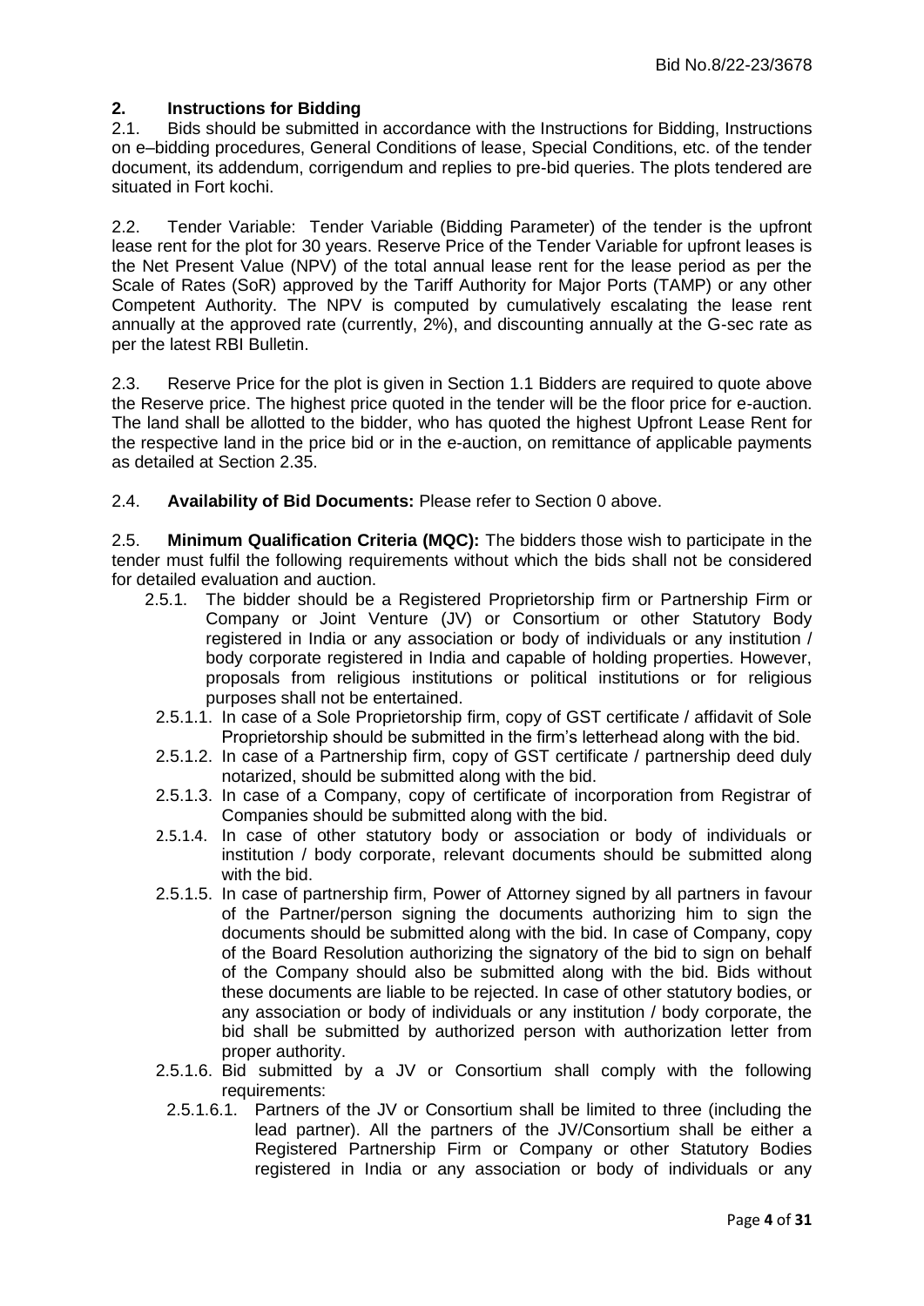## 2. Instructions for Bidding

2.1. Bids should be submitted in accordance with the Instructions for Bidding, Instructions on e–bidding procedures, General Conditions of lease, Special Conditions, etc. of the tender document, its addendum, corrigendum and replies to pre-bid queries. The plots tendered are situated in Fort kochi.

2.2. Tender Variable: Tender Variable (Bidding Parameter) of the tender is the upfront lease rent for the plot for 30 years. Reserve Price of the Tender Variable for upfront leases is the Net Present Value (NPV) of the total annual lease rent for the lease period as per the Scale of Rates (SoR) approved by the Tariff Authority for Major Ports (TAMP) or any other Competent Authority. The NPV is computed by cumulatively escalating the lease rent annually at the approved rate (currently, 2%), and discounting annually at the G-sec rate as per the latest RBI Bulletin.

2.3. Reserve Price for the plot is given in Section 1.1 Bidders are required to quote above the Reserve price. The highest price quoted in the tender will be the floor price for e-auction. The land shall be allotted to the bidder, who has quoted the highest Upfront Lease Rent for the respective land in the price bid or in the e-auction, on remittance of applicable payments as detailed at Section 2.35.

2.4. **Availability of Bid Documents:** Please refer to Section 0 above.

2.5. **Minimum Qualification Criteria (MQC):** The bidders those wish to participate in the tender must fulfil the following requirements without which the bids shall not be considered for detailed evaluation and auction.

- 2.5.1. The bidder should be a Registered Proprietorship firm or Partnership Firm or Company or Joint Venture (JV) or Consortium or other Statutory Body registered in India or any association or body of individuals or any institution / body corporate registered in India and capable of holding properties. However, proposals from religious institutions or political institutions or for religious purposes shall not be entertained.
  - 2.5.1.1. In case of a Sole Proprietorship firm, copy of GST certificate / affidavit of Sole Proprietorship should be submitted in the firm's letterhead along with the bid.
  - 2.5.1.2. In case of a Partnership firm, copy of GST certificate / partnership deed duly notarized, should be submitted along with the bid.
  - 2.5.1.3. In case of a Company, copy of certificate of incorporation from Registrar of Companies should be submitted along with the bid.
  - 2.5.1.4. In case of other statutory body or association or body of individuals or institution / body corporate, relevant documents should be submitted along with the bid.
  - 2.5.1.5. In case of partnership firm, Power of Attorney signed by all partners in favour of the Partner/person signing the documents authorizing him to sign the documents should be submitted along with the bid. In case of Company, copy of the Board Resolution authorizing the signatory of the bid to sign on behalf of the Company should also be submitted along with the bid. Bids without these documents are liable to be rejected. In case of other statutory bodies, or any association or body of individuals or any institution / body corporate, the bid shall be submitted by authorized person with authorization letter from proper authority.
  - 2.5.1.6. Bid submitted by a JV or Consortium shall comply with the following requirements:
    - 2.5.1.6.1. Partners of the JV or Consortium shall be limited to three (including the lead partner). All the partners of the JV/Consortium shall be either a Registered Partnership Firm or Company or other Statutory Bodies registered in India or any association or body of individuals or any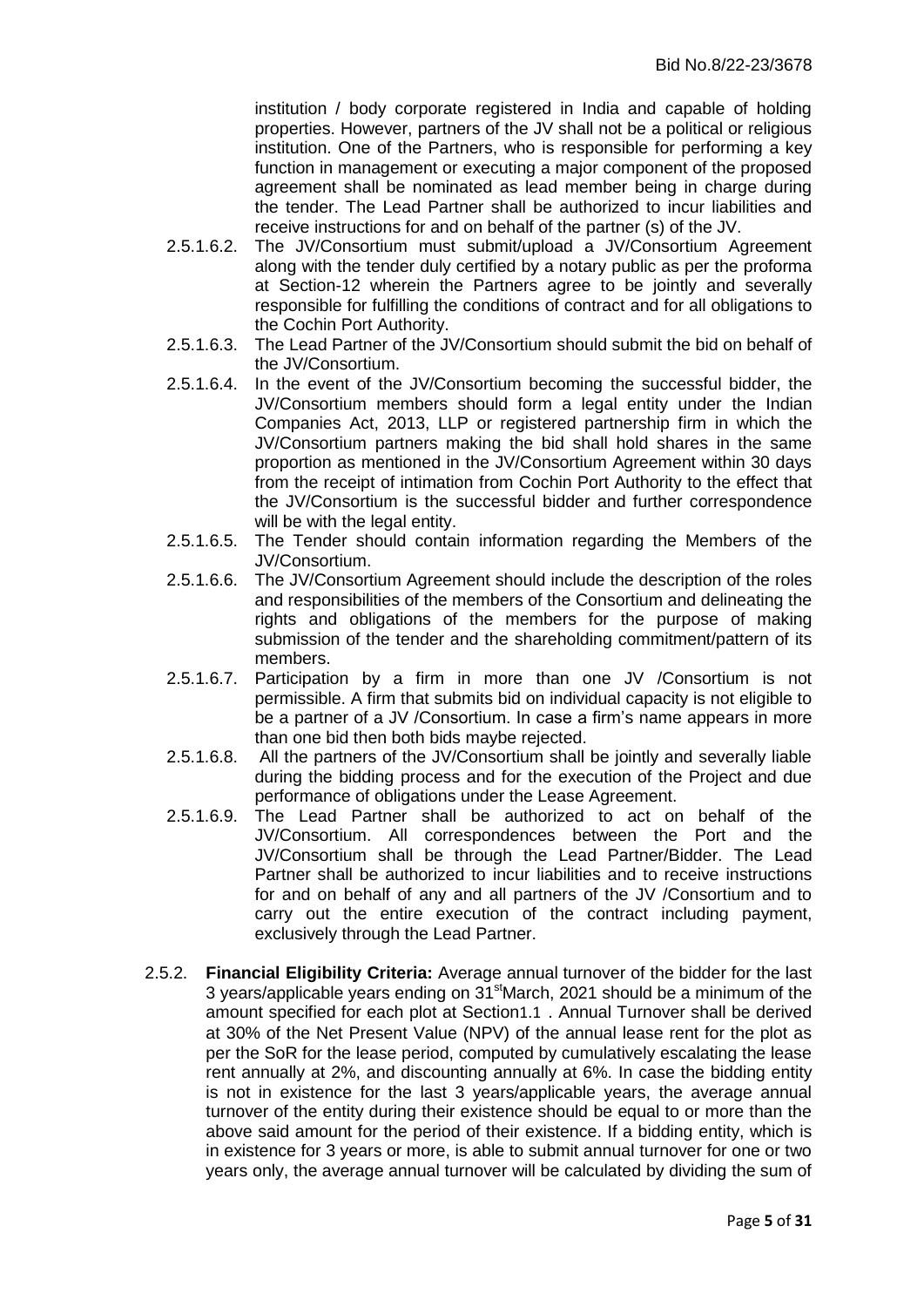institution / body corporate registered in India and capable of holding properties. However, partners of the JV shall not be a political or religious institution. One of the Partners, who is responsible for performing a key function in management or executing a major component of the proposed agreement shall be nominated as lead member being in charge during the tender. The Lead Partner shall be authorized to incur liabilities and receive instructions for and on behalf of the partner (s) of the JV.

2.5.1.6.2. The JV/Consortium must submit/upload a JV/Consortium Agreement along with the tender duly certified by a notary public as per the proforma at Section-12 wherein the Partners agree to be jointly and severally responsible for fulfilling the conditions of contract and for all obligations to the Cochin Port Authority.

2.5.1.6.3. The Lead Partner of the JV/Consortium should submit the bid on behalf of the JV/Consortium.

2.5.1.6.4. In the event of the JV/Consortium becoming the successful bidder, the JV/Consortium members should form a legal entity under the Indian Companies Act, 2013, LLP or registered partnership firm in which the JV/Consortium partners making the bid shall hold shares in the same proportion as mentioned in the JV/Consortium Agreement within 30 days from the receipt of intimation from Cochin Port Authority to the effect that the JV/Consortium is the successful bidder and further correspondence will be with the legal entity.

2.5.1.6.5. The Tender should contain information regarding the Members of the JV/Consortium.

2.5.1.6.6. The JV/Consortium Agreement should include the description of the roles and responsibilities of the members of the Consortium and delineating the rights and obligations of the members for the purpose of making submission of the tender and the shareholding commitment/pattern of its members.

2.5.1.6.7. Participation by a firm in more than one JV /Consortium is not permissible. A firm that submits bid on individual capacity is not eligible to be a partner of a JV /Consortium. In case a firm's name appears in more than one bid then both bids maybe rejected.

2.5.1.6.8. All the partners of the JV/Consortium shall be jointly and severally liable during the bidding process and for the execution of the Project and due performance of obligations under the Lease Agreement.

2.5.1.6.9. The Lead Partner shall be authorized to act on behalf of the JV/Consortium. All correspondences between the Port and the JV/Consortium shall be through the Lead Partner/Bidder. The Lead Partner shall be authorized to incur liabilities and to receive instructions for and on behalf of any and all partners of the JV /Consortium and to carry out the entire execution of the contract including payment, exclusively through the Lead Partner.

2.5.2. **Financial Eligibility Criteria:** Average annual turnover of the bidder for the last 3 years/applicable years ending on 31[st]March, 2021 should be a minimum of the amount specified for each plot at Section1.1 . Annual Turnover shall be derived at 30% of the Net Present Value (NPV) of the annual lease rent for the plot as per the SoR for the lease period, computed by cumulatively escalating the lease rent annually at 2%, and discounting annually at 6%. In case the bidding entity is not in existence for the last 3 years/applicable years, the average annual turnover of the entity during their existence should be equal to or more than the above said amount for the period of their existence. If a bidding entity, which is in existence for 3 years or more, is able to submit annual turnover for one or two years only, the average annual turnover will be calculated by dividing the sum of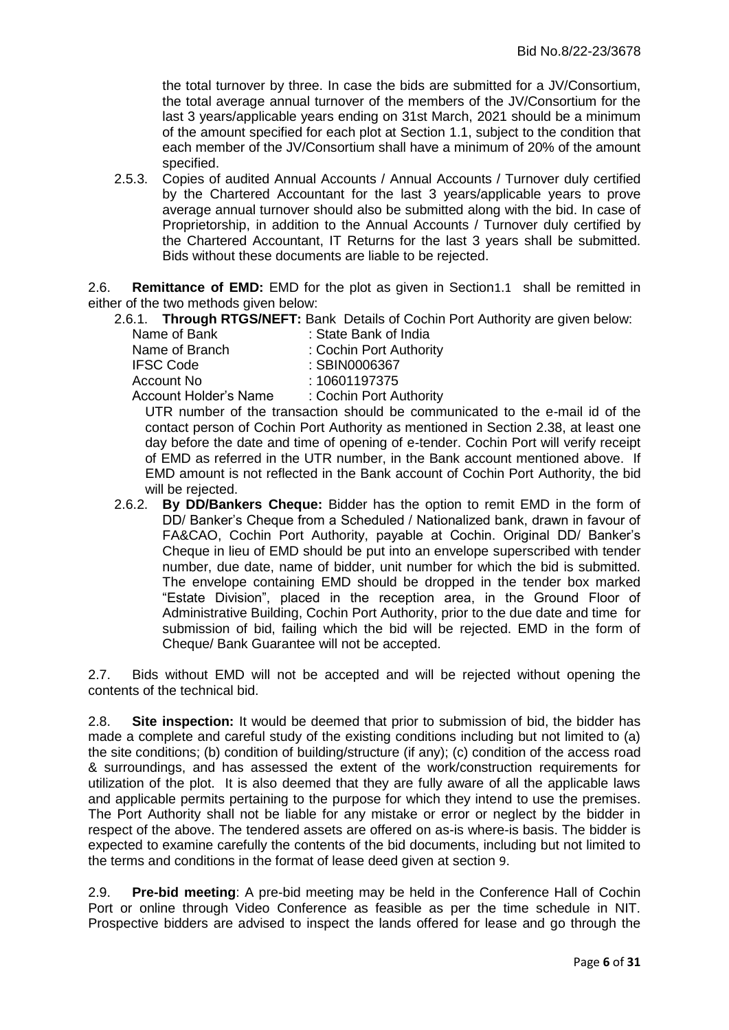the total turnover by three. In case the bids are submitted for a JV/Consortium, the total average annual turnover of the members of the JV/Consortium for the last 3 years/applicable years ending on 31st March, 2021 should be a minimum of the amount specified for each plot at Section 1.1, subject to the condition that each member of the JV/Consortium shall have a minimum of 20% of the amount specified.

2.5.3. Copies of audited Annual Accounts / Annual Accounts / Turnover duly certified by the Chartered Accountant for the last 3 years/applicable years to prove average annual turnover should also be submitted along with the bid. In case of Proprietorship, in addition to the Annual Accounts / Turnover duly certified by the Chartered Accountant, IT Returns for the last 3 years shall be submitted. Bids without these documents are liable to be rejected.

2.6. **Remittance of EMD:** EMD for the plot as given in Section1.1 shall be remitted in either of the two methods given below:

2.6.1. **Through RTGS/NEFT:** Bank Details of Cochin Port Authority are given below:

| | |
|---|---|
| Name of Bank | : State Bank of India |
| Name of Branch | : Cochin Port Authority |
| IFSC Code | : SBIN0006367 |
| Account No | : 10601197375 |
| Account Holder's Name | : Cochin Port Authority |

UTR number of the transaction should be communicated to the e-mail id of the contact person of Cochin Port Authority as mentioned in Section 2.38, at least one day before the date and time of opening of e-tender. Cochin Port will verify receipt of EMD as referred in the UTR number, in the Bank account mentioned above. If EMD amount is not reflected in the Bank account of Cochin Port Authority, the bid will be rejected.

2.6.2. **By DD/Bankers Cheque:** Bidder has the option to remit EMD in the form of DD/ Banker's Cheque from a Scheduled / Nationalized bank, drawn in favour of FA&CAO, Cochin Port Authority, payable at Cochin. Original DD/ Banker's Cheque in lieu of EMD should be put into an envelope superscribed with tender number, due date, name of bidder, unit number for which the bid is submitted. The envelope containing EMD should be dropped in the tender box marked "Estate Division", placed in the reception area, in the Ground Floor of Administrative Building, Cochin Port Authority, prior to the due date and time for submission of bid, failing which the bid will be rejected. EMD in the form of Cheque/ Bank Guarantee will not be accepted.

2.7. Bids without EMD will not be accepted and will be rejected without opening the contents of the technical bid.

2.8. **Site inspection:** It would be deemed that prior to submission of bid, the bidder has made a complete and careful study of the existing conditions including but not limited to (a) the site conditions; (b) condition of building/structure (if any); (c) condition of the access road & surroundings, and has assessed the extent of the work/construction requirements for utilization of the plot. It is also deemed that they are fully aware of all the applicable laws and applicable permits pertaining to the purpose for which they intend to use the premises. The Port Authority shall not be liable for any mistake or error or neglect by the bidder in respect of the above. The tendered assets are offered on as-is where-is basis. The bidder is expected to examine carefully the contents of the bid documents, including but not limited to the terms and conditions in the format of lease deed given at section 9.

2.9. **Pre-bid meeting**: A pre-bid meeting may be held in the Conference Hall of Cochin Port or online through Video Conference as feasible as per the time schedule in NIT. Prospective bidders are advised to inspect the lands offered for lease and go through the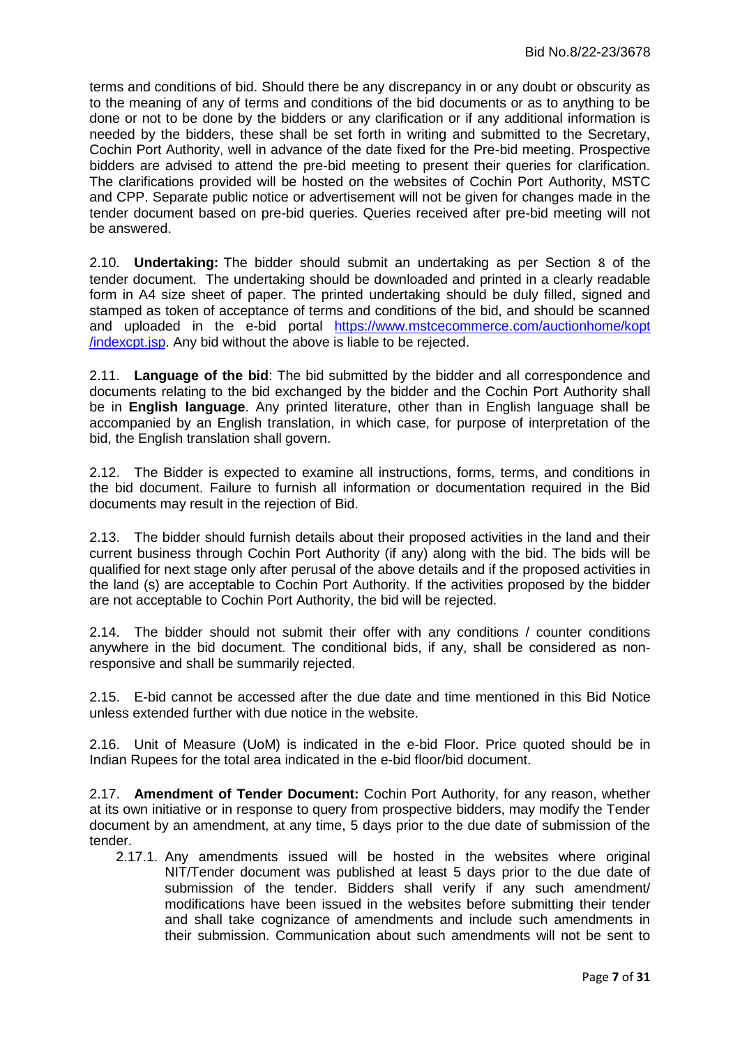terms and conditions of bid. Should there be any discrepancy in or any doubt or obscurity as to the meaning of any of terms and conditions of the bid documents or as to anything to be done or not to be done by the bidders or any clarification or if any additional information is needed by the bidders, these shall be set forth in writing and submitted to the Secretary, Cochin Port Authority, well in advance of the date fixed for the Pre-bid meeting. Prospective bidders are advised to attend the pre-bid meeting to present their queries for clarification. The clarifications provided will be hosted on the websites of Cochin Port Authority, MSTC and CPP. Separate public notice or advertisement will not be given for changes made in the tender document based on pre-bid queries. Queries received after pre-bid meeting will not be answered.

2.10. **Undertaking:** The bidder should submit an undertaking as per Section 8 of the tender document. The undertaking should be downloaded and printed in a clearly readable form in A4 size sheet of paper. The printed undertaking should be duly filled, signed and stamped as token of acceptance of terms and conditions of the bid, and should be scanned and uploaded in the e-bid portal https://www.mstcecommerce.com/auctionhome/kopt/indexcpt.jsp. Any bid without the above is liable to be rejected.

2.11. **Language of the bid**: The bid submitted by the bidder and all correspondence and documents relating to the bid exchanged by the bidder and the Cochin Port Authority shall be in **English language**. Any printed literature, other than in English language shall be accompanied by an English translation, in which case, for purpose of interpretation of the bid, the English translation shall govern.

2.12. The Bidder is expected to examine all instructions, forms, terms, and conditions in the bid document. Failure to furnish all information or documentation required in the Bid documents may result in the rejection of Bid.

2.13. The bidder should furnish details about their proposed activities in the land and their current business through Cochin Port Authority (if any) along with the bid. The bids will be qualified for next stage only after perusal of the above details and if the proposed activities in the land (s) are acceptable to Cochin Port Authority. If the activities proposed by the bidder are not acceptable to Cochin Port Authority, the bid will be rejected.

2.14. The bidder should not submit their offer with any conditions / counter conditions anywhere in the bid document. The conditional bids, if any, shall be considered as non-responsive and shall be summarily rejected.

2.15. E-bid cannot be accessed after the due date and time mentioned in this Bid Notice unless extended further with due notice in the website.

2.16. Unit of Measure (UoM) is indicated in the e-bid Floor. Price quoted should be in Indian Rupees for the total area indicated in the e-bid floor/bid document.

2.17. **Amendment of Tender Document:** Cochin Port Authority, for any reason, whether at its own initiative or in response to query from prospective bidders, may modify the Tender document by an amendment, at any time, 5 days prior to the due date of submission of the tender.

2.17.1. Any amendments issued will be hosted in the websites where original NIT/Tender document was published at least 5 days prior to the due date of submission of the tender. Bidders shall verify if any such amendment/ modifications have been issued in the websites before submitting their tender and shall take cognizance of amendments and include such amendments in their submission. Communication about such amendments will not be sent to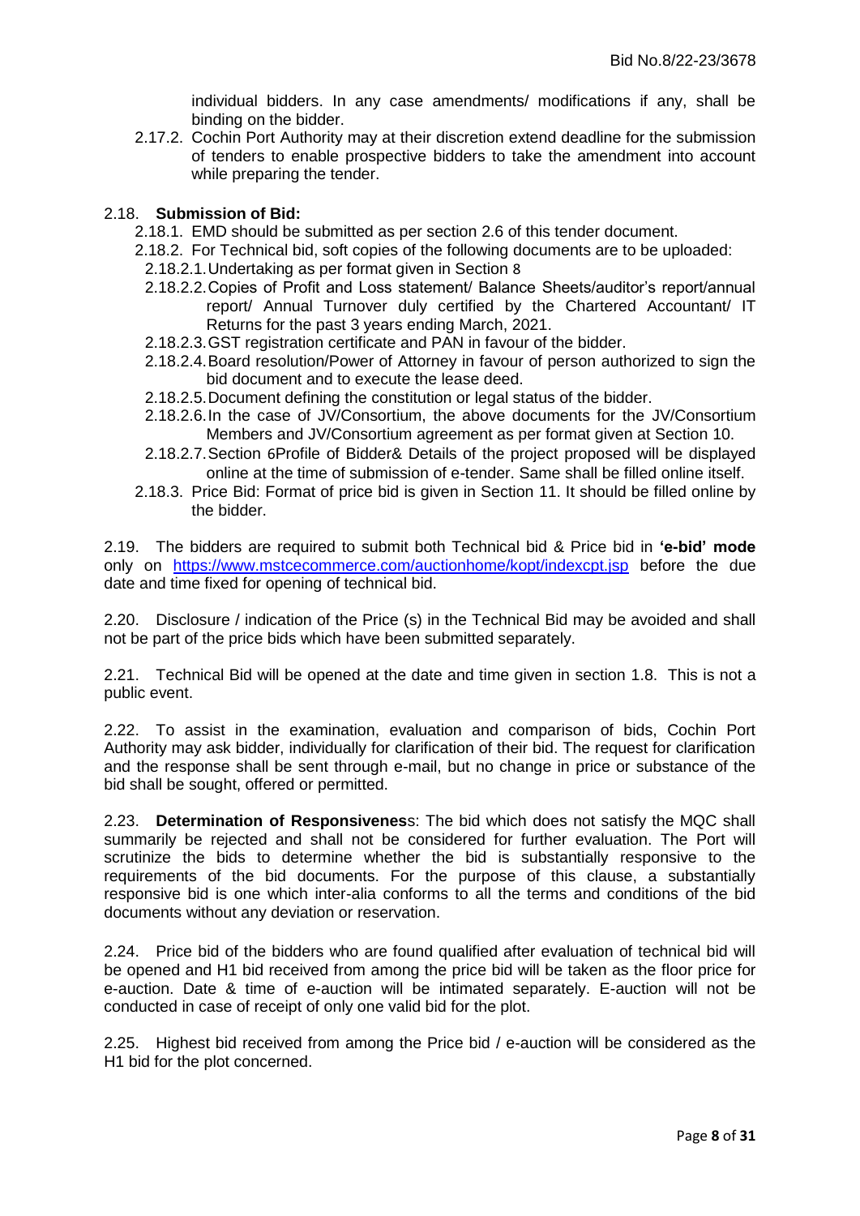individual bidders. In any case amendments/ modifications if any, shall be binding on the bidder.

2.17.2. Cochin Port Authority may at their discretion extend deadline for the submission of tenders to enable prospective bidders to take the amendment into account while preparing the tender.

2.18. **Submission of Bid:**

2.18.1. EMD should be submitted as per section 2.6 of this tender document.

2.18.2. For Technical bid, soft copies of the following documents are to be uploaded:

2.18.2.1. Undertaking as per format given in Section 8

2.18.2.2. Copies of Profit and Loss statement/ Balance Sheets/auditor's report/annual report/ Annual Turnover duly certified by the Chartered Accountant/ IT Returns for the past 3 years ending March, 2021.

2.18.2.3. GST registration certificate and PAN in favour of the bidder.

2.18.2.4. Board resolution/Power of Attorney in favour of person authorized to sign the bid document and to execute the lease deed.

2.18.2.5. Document defining the constitution or legal status of the bidder.

2.18.2.6. In the case of JV/Consortium, the above documents for the JV/Consortium Members and JV/Consortium agreement as per format given at Section 10.

2.18.2.7. Section 6Profile of Bidder& Details of the project proposed will be displayed online at the time of submission of e-tender. Same shall be filled online itself.

2.18.3. Price Bid: Format of price bid is given in Section 11. It should be filled online by the bidder.

2.19. The bidders are required to submit both Technical bid & Price bid in **'e-bid' mode** only on https://www.mstcecommerce.com/auctionhome/kopt/indexcpt.jsp before the due date and time fixed for opening of technical bid.

2.20. Disclosure / indication of the Price (s) in the Technical Bid may be avoided and shall not be part of the price bids which have been submitted separately.

2.21. Technical Bid will be opened at the date and time given in section 1.8. This is not a public event.

2.22. To assist in the examination, evaluation and comparison of bids, Cochin Port Authority may ask bidder, individually for clarification of their bid. The request for clarification and the response shall be sent through e-mail, but no change in price or substance of the bid shall be sought, offered or permitted.

2.23. **Determination of Responsiveness**: The bid which does not satisfy the MQC shall summarily be rejected and shall not be considered for further evaluation. The Port will scrutinize the bids to determine whether the bid is substantially responsive to the requirements of the bid documents. For the purpose of this clause, a substantially responsive bid is one which inter-alia conforms to all the terms and conditions of the bid documents without any deviation or reservation.

2.24. Price bid of the bidders who are found qualified after evaluation of technical bid will be opened and H1 bid received from among the price bid will be taken as the floor price for e-auction. Date & time of e-auction will be intimated separately. E-auction will not be conducted in case of receipt of only one valid bid for the plot.

2.25. Highest bid received from among the Price bid / e-auction will be considered as the H1 bid for the plot concerned.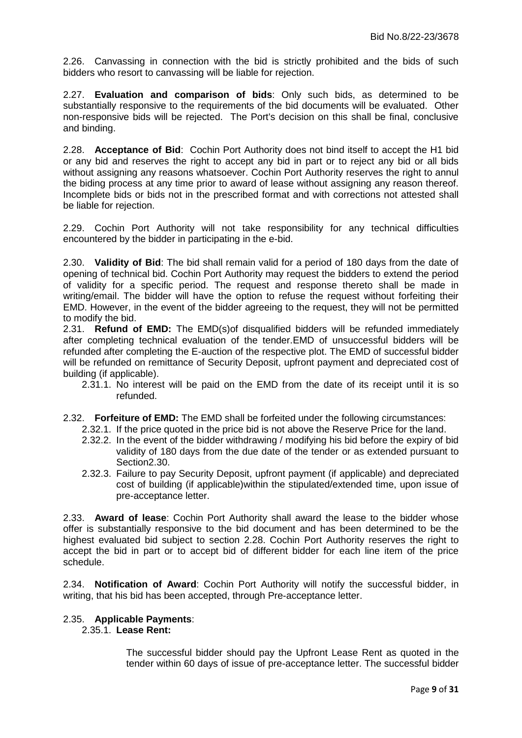2.26. Canvassing in connection with the bid is strictly prohibited and the bids of such bidders who resort to canvassing will be liable for rejection.

2.27. **Evaluation and comparison of bids**: Only such bids, as determined to be substantially responsive to the requirements of the bid documents will be evaluated. Other non-responsive bids will be rejected. The Port's decision on this shall be final, conclusive and binding.

2.28. **Acceptance of Bid**: Cochin Port Authority does not bind itself to accept the H1 bid or any bid and reserves the right to accept any bid in part or to reject any bid or all bids without assigning any reasons whatsoever. Cochin Port Authority reserves the right to annul the biding process at any time prior to award of lease without assigning any reason thereof. Incomplete bids or bids not in the prescribed format and with corrections not attested shall be liable for rejection.

2.29. Cochin Port Authority will not take responsibility for any technical difficulties encountered by the bidder in participating in the e-bid.

2.30. **Validity of Bid**: The bid shall remain valid for a period of 180 days from the date of opening of technical bid. Cochin Port Authority may request the bidders to extend the period of validity for a specific period. The request and response thereto shall be made in writing/email. The bidder will have the option to refuse the request without forfeiting their EMD. However, in the event of the bidder agreeing to the request, they will not be permitted to modify the bid.

2.31. **Refund of EMD:** The EMD(s)of disqualified bidders will be refunded immediately after completing technical evaluation of the tender.EMD of unsuccessful bidders will be refunded after completing the E-auction of the respective plot. The EMD of successful bidder will be refunded on remittance of Security Deposit, upfront payment and depreciated cost of building (if applicable).

- 2.31.1. No interest will be paid on the EMD from the date of its receipt until it is so refunded.

2.32. **Forfeiture of EMD:** The EMD shall be forfeited under the following circumstances:

- 2.32.1. If the price quoted in the price bid is not above the Reserve Price for the land.
- 2.32.2. In the event of the bidder withdrawing / modifying his bid before the expiry of bid validity of 180 days from the due date of the tender or as extended pursuant to Section2.30.
- 2.32.3. Failure to pay Security Deposit, upfront payment (if applicable) and depreciated cost of building (if applicable)within the stipulated/extended time, upon issue of pre-acceptance letter.

2.33. **Award of lease**: Cochin Port Authority shall award the lease to the bidder whose offer is substantially responsive to the bid document and has been determined to be the highest evaluated bid subject to section 2.28. Cochin Port Authority reserves the right to accept the bid in part or to accept bid of different bidder for each line item of the price schedule.

2.34. **Notification of Award**: Cochin Port Authority will notify the successful bidder, in writing, that his bid has been accepted, through Pre-acceptance letter.

2.35. **Applicable Payments**:

2.35.1. **Lease Rent:**

The successful bidder should pay the Upfront Lease Rent as quoted in the tender within 60 days of issue of pre-acceptance letter. The successful bidder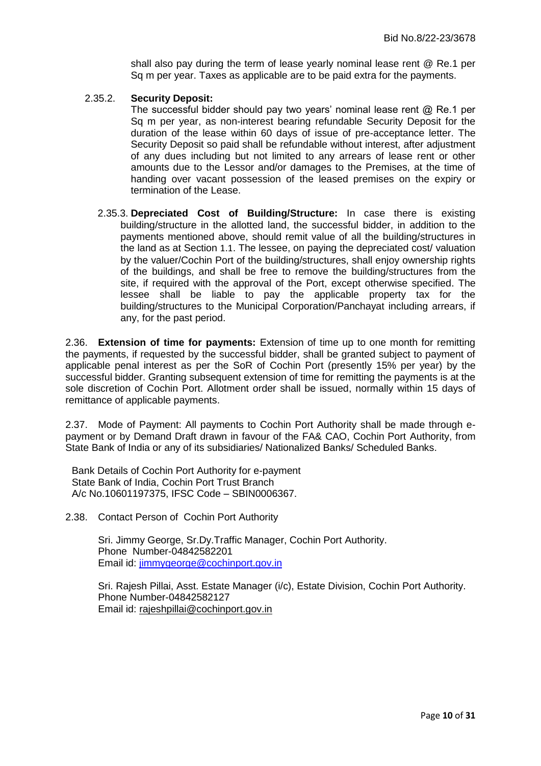shall also pay during the term of lease yearly nominal lease rent @ Re.1 per Sq m per year. Taxes as applicable are to be paid extra for the payments.

2.35.2. **Security Deposit:**

The successful bidder should pay two years' nominal lease rent @ Re.1 per Sq m per year, as non-interest bearing refundable Security Deposit for the duration of the lease within 60 days of issue of pre-acceptance letter. The Security Deposit so paid shall be refundable without interest, after adjustment of any dues including but not limited to any arrears of lease rent or other amounts due to the Lessor and/or damages to the Premises, at the time of handing over vacant possession of the leased premises on the expiry or termination of the Lease.

2.35.3. **Depreciated Cost of Building/Structure:** In case there is existing building/structure in the allotted land, the successful bidder, in addition to the payments mentioned above, should remit value of all the building/structures in the land as at Section 1.1. The lessee, on paying the depreciated cost/ valuation by the valuer/Cochin Port of the building/structures, shall enjoy ownership rights of the buildings, and shall be free to remove the building/structures from the site, if required with the approval of the Port, except otherwise specified. The lessee shall be liable to pay the applicable property tax for the building/structures to the Municipal Corporation/Panchayat including arrears, if any, for the past period.

2.36. **Extension of time for payments:** Extension of time up to one month for remitting the payments, if requested by the successful bidder, shall be granted subject to payment of applicable penal interest as per the SoR of Cochin Port (presently 15% per year) by the successful bidder. Granting subsequent extension of time for remitting the payments is at the sole discretion of Cochin Port. Allotment order shall be issued, normally within 15 days of remittance of applicable payments.

2.37. Mode of Payment: All payments to Cochin Port Authority shall be made through e-payment or by Demand Draft drawn in favour of the FA& CAO, Cochin Port Authority, from State Bank of India or any of its subsidiaries/ Nationalized Banks/ Scheduled Banks.

Bank Details of Cochin Port Authority for e-payment
State Bank of India, Cochin Port Trust Branch
A/c No.10601197375, IFSC Code – SBIN0006367.

2.38. Contact Person of Cochin Port Authority

Sri. Jimmy George, Sr.Dy.Traffic Manager, Cochin Port Authority.
Phone Number-04842582201
Email id: jimmygeorge@cochinport.gov.in

Sri. Rajesh Pillai, Asst. Estate Manager (i/c), Estate Division, Cochin Port Authority.
Phone Number-04842582127
Email id: rajeshpillai@cochinport.gov.in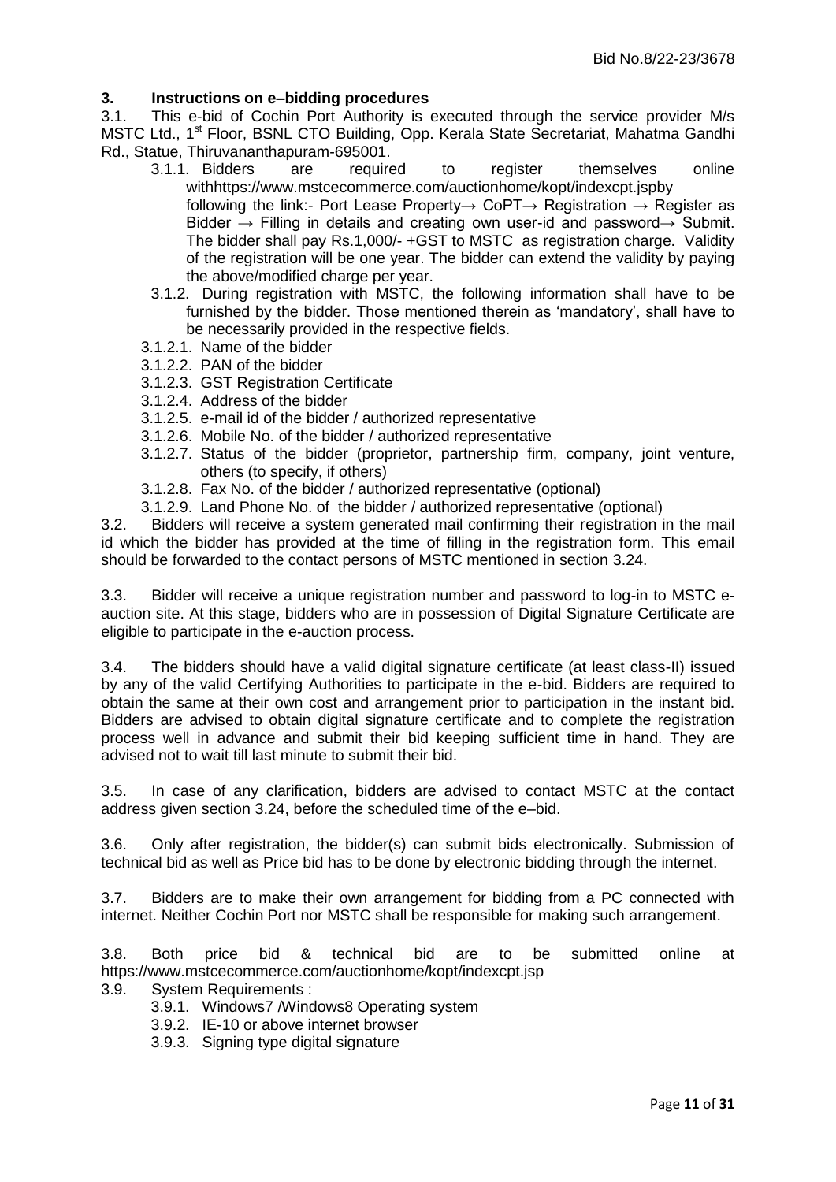## 3. Instructions on e–bidding procedures

3.1. This e-bid of Cochin Port Authority is executed through the service provider M/s MSTC Ltd., 1st Floor, BSNL CTO Building, Opp. Kerala State Secretariat, Mahatma Gandhi Rd., Statue, Thiruvananthapuram-695001.

- 3.1.1. Bidders are required to register themselves online withhttps://www.mstcecommerce.com/auctionhome/kopt/indexcpt.jspby following the link:- Port Lease Property→ CoPT→ Registration → Register as Bidder → Filling in details and creating own user-id and password→ Submit. The bidder shall pay Rs.1,000/- +GST to MSTC as registration charge. Validity of the registration will be one year. The bidder can extend the validity by paying the above/modified charge per year.
- 3.1.2. During registration with MSTC, the following information shall have to be furnished by the bidder. Those mentioned therein as 'mandatory', shall have to be necessarily provided in the respective fields.
  - 3.1.2.1. Name of the bidder
  - 3.1.2.2. PAN of the bidder
  - 3.1.2.3. GST Registration Certificate
  - 3.1.2.4. Address of the bidder
  - 3.1.2.5. e-mail id of the bidder / authorized representative
  - 3.1.2.6. Mobile No. of the bidder / authorized representative
  - 3.1.2.7. Status of the bidder (proprietor, partnership firm, company, joint venture, others (to specify, if others)
  - 3.1.2.8. Fax No. of the bidder / authorized representative (optional)
  - 3.1.2.9. Land Phone No. of the bidder / authorized representative (optional)

3.2. Bidders will receive a system generated mail confirming their registration in the mail id which the bidder has provided at the time of filling in the registration form. This email should be forwarded to the contact persons of MSTC mentioned in section 3.24.

3.3. Bidder will receive a unique registration number and password to log-in to MSTC e-auction site. At this stage, bidders who are in possession of Digital Signature Certificate are eligible to participate in the e-auction process.

3.4. The bidders should have a valid digital signature certificate (at least class-II) issued by any of the valid Certifying Authorities to participate in the e-bid. Bidders are required to obtain the same at their own cost and arrangement prior to participation in the instant bid. Bidders are advised to obtain digital signature certificate and to complete the registration process well in advance and submit their bid keeping sufficient time in hand. They are advised not to wait till last minute to submit their bid.

3.5. In case of any clarification, bidders are advised to contact MSTC at the contact address given section 3.24, before the scheduled time of the e–bid.

3.6. Only after registration, the bidder(s) can submit bids electronically. Submission of technical bid as well as Price bid has to be done by electronic bidding through the internet.

3.7. Bidders are to make their own arrangement for bidding from a PC connected with internet. Neither Cochin Port nor MSTC shall be responsible for making such arrangement.

3.8. Both price bid & technical bid are to be submitted online at https://www.mstcecommerce.com/auctionhome/kopt/indexcpt.jsp

3.9. System Requirements :

- 3.9.1. Windows7 /Windows8 Operating system
- 3.9.2. IE-10 or above internet browser
- 3.9.3. Signing type digital signature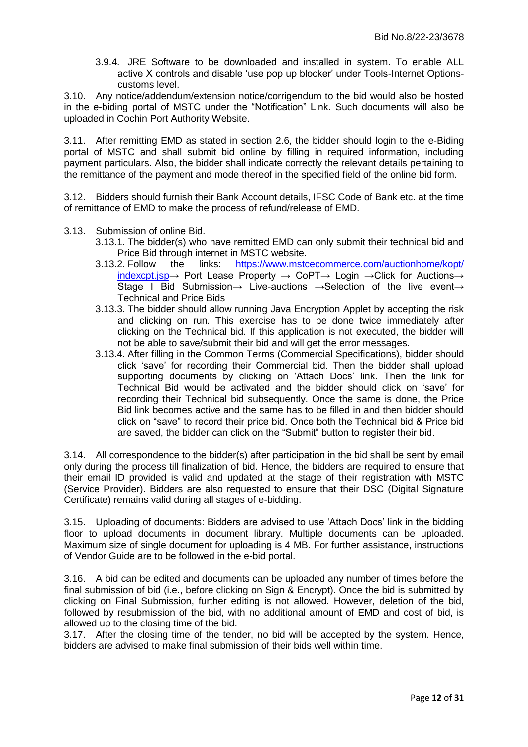3.9.4. JRE Software to be downloaded and installed in system. To enable ALL active X controls and disable 'use pop up blocker' under Tools-Internet Options-customs level.

3.10. Any notice/addendum/extension notice/corrigendum to the bid would also be hosted in the e-biding portal of MSTC under the "Notification" Link. Such documents will also be uploaded in Cochin Port Authority Website.

3.11. After remitting EMD as stated in section 2.6, the bidder should login to the e-Biding portal of MSTC and shall submit bid online by filling in required information, including payment particulars. Also, the bidder shall indicate correctly the relevant details pertaining to the remittance of the payment and mode thereof in the specified field of the online bid form.

3.12. Bidders should furnish their Bank Account details, IFSC Code of Bank etc. at the time of remittance of EMD to make the process of refund/release of EMD.

3.13. Submission of online Bid.

- 3.13.1. The bidder(s) who have remitted EMD can only submit their technical bid and Price Bid through internet in MSTC website.
- 3.13.2. Follow the links: [https://www.mstcecommerce.com/auctionhome/kopt/indexcpt.jsp](https://www.mstcecommerce.com/auctionhome/kopt/indexcpt.jsp)→ Port Lease Property → CoPT→ Login →Click for Auctions→ Stage I Bid Submission→ Live-auctions →Selection of the live event→ Technical and Price Bids
- 3.13.3. The bidder should allow running Java Encryption Applet by accepting the risk and clicking on run. This exercise has to be done twice immediately after clicking on the Technical bid. If this application is not executed, the bidder will not be able to save/submit their bid and will get the error messages.
- 3.13.4. After filling in the Common Terms (Commercial Specifications), bidder should click 'save' for recording their Commercial bid. Then the bidder shall upload supporting documents by clicking on 'Attach Docs' link. Then the link for Technical Bid would be activated and the bidder should click on 'save' for recording their Technical bid subsequently. Once the same is done, the Price Bid link becomes active and the same has to be filled in and then bidder should click on "save" to record their price bid. Once both the Technical bid & Price bid are saved, the bidder can click on the "Submit" button to register their bid.

3.14. All correspondence to the bidder(s) after participation in the bid shall be sent by email only during the process till finalization of bid. Hence, the bidders are required to ensure that their email ID provided is valid and updated at the stage of their registration with MSTC (Service Provider). Bidders are also requested to ensure that their DSC (Digital Signature Certificate) remains valid during all stages of e-bidding.

3.15. Uploading of documents: Bidders are advised to use 'Attach Docs' link in the bidding floor to upload documents in document library. Multiple documents can be uploaded. Maximum size of single document for uploading is 4 MB. For further assistance, instructions of Vendor Guide are to be followed in the e-bid portal.

3.16. A bid can be edited and documents can be uploaded any number of times before the final submission of bid (i.e., before clicking on Sign & Encrypt). Once the bid is submitted by clicking on Final Submission, further editing is not allowed. However, deletion of the bid, followed by resubmission of the bid, with no additional amount of EMD and cost of bid, is allowed up to the closing time of the bid.

3.17. After the closing time of the tender, no bid will be accepted by the system. Hence, bidders are advised to make final submission of their bids well within time.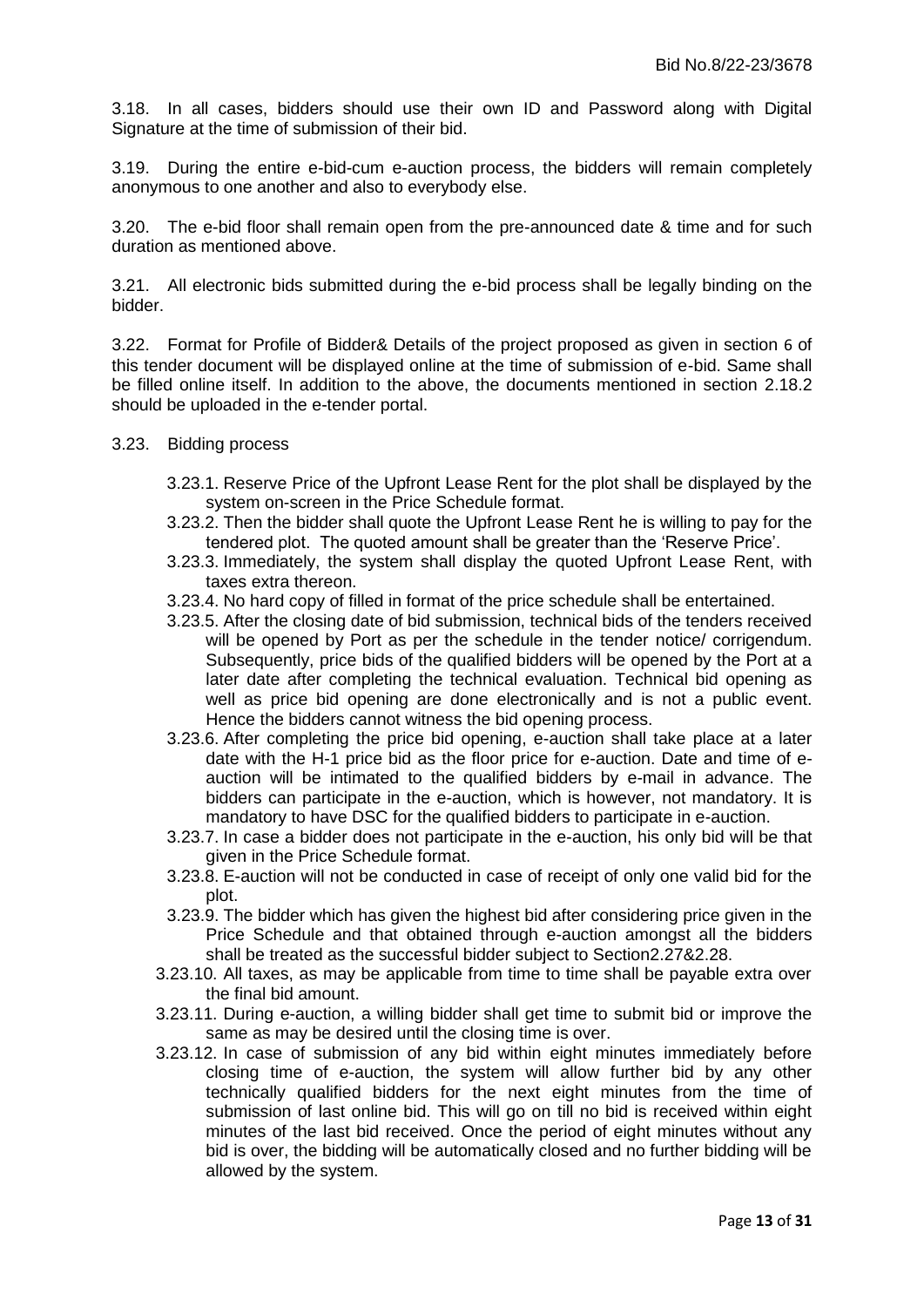3.18. In all cases, bidders should use their own ID and Password along with Digital Signature at the time of submission of their bid.

3.19. During the entire e-bid-cum e-auction process, the bidders will remain completely anonymous to one another and also to everybody else.

3.20. The e-bid floor shall remain open from the pre-announced date & time and for such duration as mentioned above.

3.21. All electronic bids submitted during the e-bid process shall be legally binding on the bidder.

3.22. Format for Profile of Bidder& Details of the project proposed as given in section 6 of this tender document will be displayed online at the time of submission of e-bid. Same shall be filled online itself. In addition to the above, the documents mentioned in section 2.18.2 should be uploaded in the e-tender portal.

3.23. Bidding process

- 3.23.1. Reserve Price of the Upfront Lease Rent for the plot shall be displayed by the system on-screen in the Price Schedule format.
- 3.23.2. Then the bidder shall quote the Upfront Lease Rent he is willing to pay for the tendered plot. The quoted amount shall be greater than the 'Reserve Price'.
- 3.23.3. Immediately, the system shall display the quoted Upfront Lease Rent, with taxes extra thereon.
- 3.23.4. No hard copy of filled in format of the price schedule shall be entertained.
- 3.23.5. After the closing date of bid submission, technical bids of the tenders received will be opened by Port as per the schedule in the tender notice/ corrigendum. Subsequently, price bids of the qualified bidders will be opened by the Port at a later date after completing the technical evaluation. Technical bid opening as well as price bid opening are done electronically and is not a public event. Hence the bidders cannot witness the bid opening process.
- 3.23.6. After completing the price bid opening, e-auction shall take place at a later date with the H-1 price bid as the floor price for e-auction. Date and time of e-auction will be intimated to the qualified bidders by e-mail in advance. The bidders can participate in the e-auction, which is however, not mandatory. It is mandatory to have DSC for the qualified bidders to participate in e-auction.
- 3.23.7. In case a bidder does not participate in the e-auction, his only bid will be that given in the Price Schedule format.
- 3.23.8. E-auction will not be conducted in case of receipt of only one valid bid for the plot.
- 3.23.9. The bidder which has given the highest bid after considering price given in the Price Schedule and that obtained through e-auction amongst all the bidders shall be treated as the successful bidder subject to Section2.27&2.28.
- 3.23.10. All taxes, as may be applicable from time to time shall be payable extra over the final bid amount.
- 3.23.11. During e-auction, a willing bidder shall get time to submit bid or improve the same as may be desired until the closing time is over.
- 3.23.12. In case of submission of any bid within eight minutes immediately before closing time of e-auction, the system will allow further bid by any other technically qualified bidders for the next eight minutes from the time of submission of last online bid. This will go on till no bid is received within eight minutes of the last bid received. Once the period of eight minutes without any bid is over, the bidding will be automatically closed and no further bidding will be allowed by the system.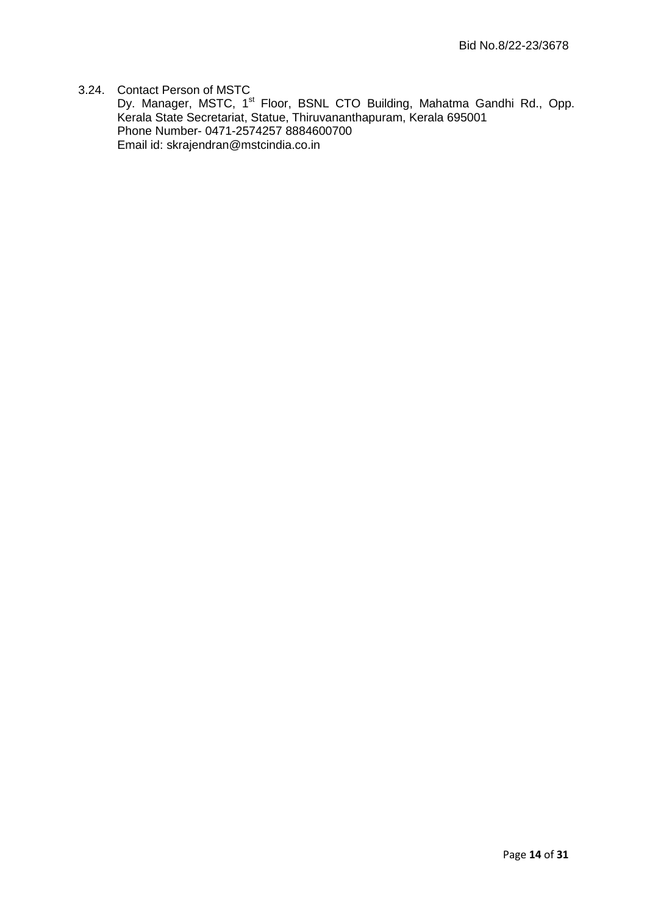3.24. Contact Person of MSTC

Dy. Manager, MSTC, 1st Floor, BSNL CTO Building, Mahatma Gandhi Rd., Opp. Kerala State Secretariat, Statue, Thiruvananthapuram, Kerala 695001
Phone Number- 0471-2574257 8884600700
Email id: skrajendran@mstcindia.co.in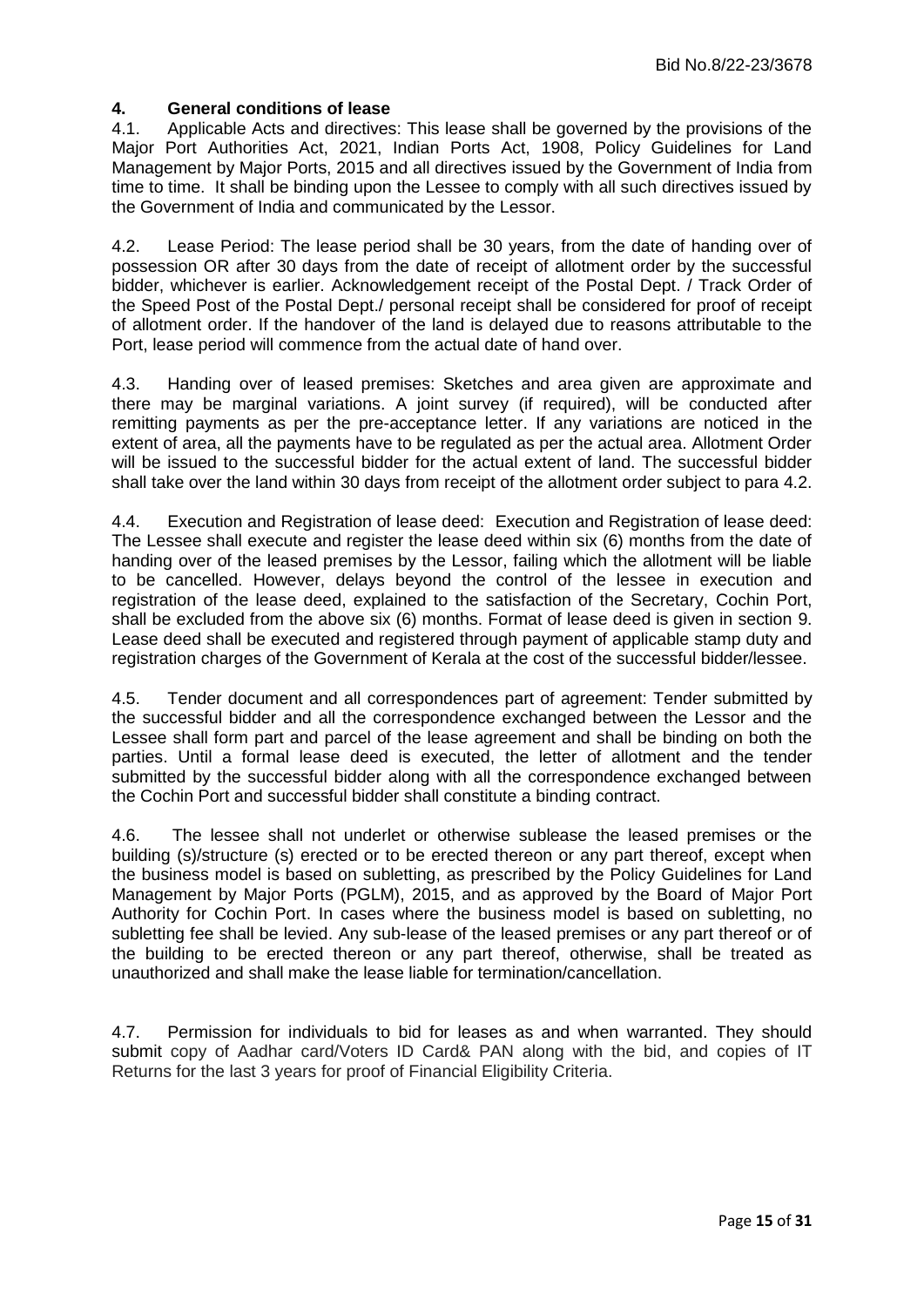## 4. General conditions of lease

4.1. Applicable Acts and directives: This lease shall be governed by the provisions of the Major Port Authorities Act, 2021, Indian Ports Act, 1908, Policy Guidelines for Land Management by Major Ports, 2015 and all directives issued by the Government of India from time to time. It shall be binding upon the Lessee to comply with all such directives issued by the Government of India and communicated by the Lessor.

4.2. Lease Period: The lease period shall be 30 years, from the date of handing over of possession OR after 30 days from the date of receipt of allotment order by the successful bidder, whichever is earlier. Acknowledgement receipt of the Postal Dept. / Track Order of the Speed Post of the Postal Dept./ personal receipt shall be considered for proof of receipt of allotment order. If the handover of the land is delayed due to reasons attributable to the Port, lease period will commence from the actual date of hand over.

4.3. Handing over of leased premises: Sketches and area given are approximate and there may be marginal variations. A joint survey (if required), will be conducted after remitting payments as per the pre-acceptance letter. If any variations are noticed in the extent of area, all the payments have to be regulated as per the actual area. Allotment Order will be issued to the successful bidder for the actual extent of land. The successful bidder shall take over the land within 30 days from receipt of the allotment order subject to para 4.2.

4.4. Execution and Registration of lease deed: Execution and Registration of lease deed: The Lessee shall execute and register the lease deed within six (6) months from the date of handing over of the leased premises by the Lessor, failing which the allotment will be liable to be cancelled. However, delays beyond the control of the lessee in execution and registration of the lease deed, explained to the satisfaction of the Secretary, Cochin Port, shall be excluded from the above six (6) months. Format of lease deed is given in section 9. Lease deed shall be executed and registered through payment of applicable stamp duty and registration charges of the Government of Kerala at the cost of the successful bidder/lessee.

4.5. Tender document and all correspondences part of agreement: Tender submitted by the successful bidder and all the correspondence exchanged between the Lessor and the Lessee shall form part and parcel of the lease agreement and shall be binding on both the parties. Until a formal lease deed is executed, the letter of allotment and the tender submitted by the successful bidder along with all the correspondence exchanged between the Cochin Port and successful bidder shall constitute a binding contract.

4.6. The lessee shall not underlet or otherwise sublease the leased premises or the building (s)/structure (s) erected or to be erected thereon or any part thereof, except when the business model is based on subletting, as prescribed by the Policy Guidelines for Land Management by Major Ports (PGLM), 2015, and as approved by the Board of Major Port Authority for Cochin Port. In cases where the business model is based on subletting, no subletting fee shall be levied. Any sub-lease of the leased premises or any part thereof or of the building to be erected thereon or any part thereof, otherwise, shall be treated as unauthorized and shall make the lease liable for termination/cancellation.

4.7. Permission for individuals to bid for leases as and when warranted. They should submit copy of Aadhar card/Voters ID Card& PAN along with the bid, and copies of IT Returns for the last 3 years for proof of Financial Eligibility Criteria.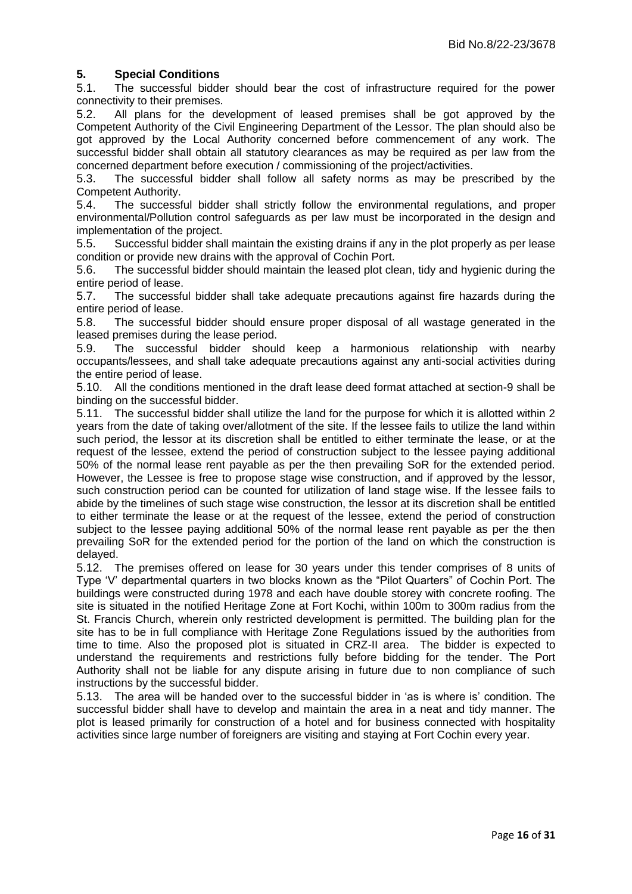## 5. Special Conditions

5.1. The successful bidder should bear the cost of infrastructure required for the power connectivity to their premises.

5.2. All plans for the development of leased premises shall be got approved by the Competent Authority of the Civil Engineering Department of the Lessor. The plan should also be got approved by the Local Authority concerned before commencement of any work. The successful bidder shall obtain all statutory clearances as may be required as per law from the concerned department before execution / commissioning of the project/activities.

5.3. The successful bidder shall follow all safety norms as may be prescribed by the Competent Authority.

5.4. The successful bidder shall strictly follow the environmental regulations, and proper environmental/Pollution control safeguards as per law must be incorporated in the design and implementation of the project.

5.5. Successful bidder shall maintain the existing drains if any in the plot properly as per lease condition or provide new drains with the approval of Cochin Port.

5.6. The successful bidder should maintain the leased plot clean, tidy and hygienic during the entire period of lease.

5.7. The successful bidder shall take adequate precautions against fire hazards during the entire period of lease.

5.8. The successful bidder should ensure proper disposal of all wastage generated in the leased premises during the lease period.

5.9. The successful bidder should keep a harmonious relationship with nearby occupants/lessees, and shall take adequate precautions against any anti-social activities during the entire period of lease.

5.10. All the conditions mentioned in the draft lease deed format attached at section-9 shall be binding on the successful bidder.

5.11. The successful bidder shall utilize the land for the purpose for which it is allotted within 2 years from the date of taking over/allotment of the site. If the lessee fails to utilize the land within such period, the lessor at its discretion shall be entitled to either terminate the lease, or at the request of the lessee, extend the period of construction subject to the lessee paying additional 50% of the normal lease rent payable as per the then prevailing SoR for the extended period. However, the Lessee is free to propose stage wise construction, and if approved by the lessor, such construction period can be counted for utilization of land stage wise. If the lessee fails to abide by the timelines of such stage wise construction, the lessor at its discretion shall be entitled to either terminate the lease or at the request of the lessee, extend the period of construction subject to the lessee paying additional 50% of the normal lease rent payable as per the then prevailing SoR for the extended period for the portion of the land on which the construction is delayed.

5.12. The premises offered on lease for 30 years under this tender comprises of 8 units of Type 'V' departmental quarters in two blocks known as the "Pilot Quarters" of Cochin Port. The buildings were constructed during 1978 and each have double storey with concrete roofing. The site is situated in the notified Heritage Zone at Fort Kochi, within 100m to 300m radius from the St. Francis Church, wherein only restricted development is permitted. The building plan for the site has to be in full compliance with Heritage Zone Regulations issued by the authorities from time to time. Also the proposed plot is situated in CRZ-II area. The bidder is expected to understand the requirements and restrictions fully before bidding for the tender. The Port Authority shall not be liable for any dispute arising in future due to non compliance of such instructions by the successful bidder.

5.13. The area will be handed over to the successful bidder in 'as is where is' condition. The successful bidder shall have to develop and maintain the area in a neat and tidy manner. The plot is leased primarily for construction of a hotel and for business connected with hospitality activities since large number of foreigners are visiting and staying at Fort Cochin every year.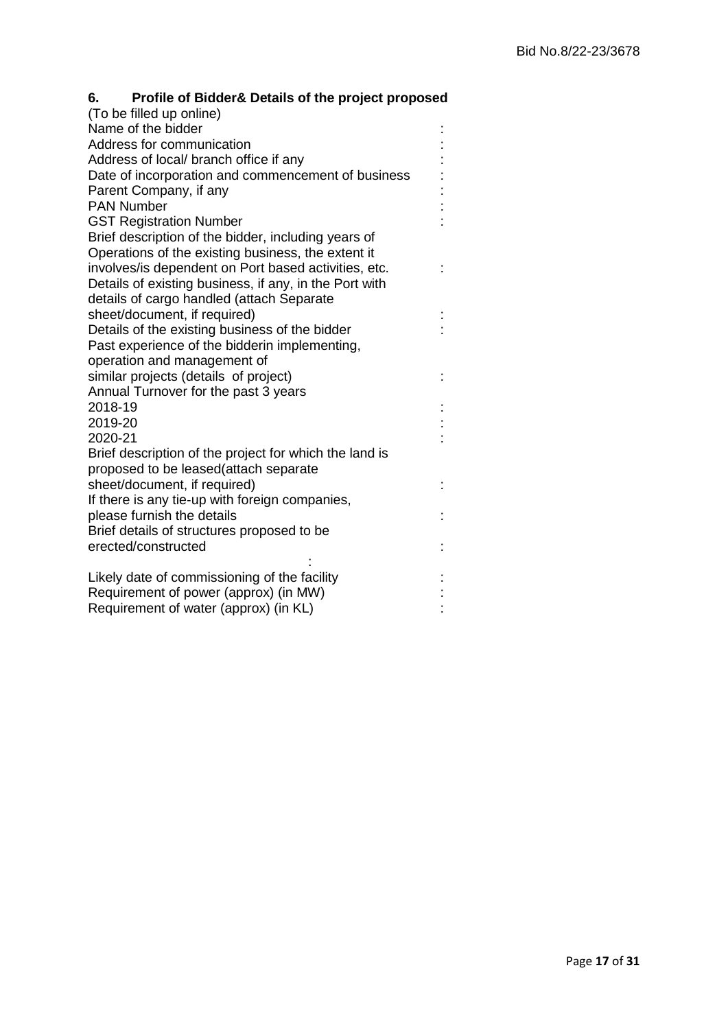## 6. Profile of Bidder& Details of the project proposed

(To be filled up online)

| | |
|---|---|
| Name of the bidder | : |
| Address for communication | : |
| Address of local/ branch office if any | : |
| Date of incorporation and commencement of business | : |
| Parent Company, if any | : |
| PAN Number | : |
| GST Registration Number | : |
| Brief description of the bidder, including years of Operations of the existing business, the extent it involves/is dependent on Port based activities, etc. | : |
| Details of existing business, if any, in the Port with details of cargo handled (attach Separate sheet/document, if required) | : |
| Details of the existing business of the bidder | : |
| Past experience of the bidderin implementing, operation and management of similar projects (details of project) | : |
| Annual Turnover for the past 3 years | |
| 2018-19 | : |
| 2019-20 | : |
| 2020-21 | : |
| Brief description of the project for which the land is proposed to be leased(attach separate sheet/document, if required) | : |
| If there is any tie-up with foreign companies, please furnish the details | : |
| Brief details of structures proposed to be erected/constructed | : |
| : | |
| Likely date of commissioning of the facility | : |
| Requirement of power (approx) (in MW) | : |
| Requirement of water (approx) (in KL) | : |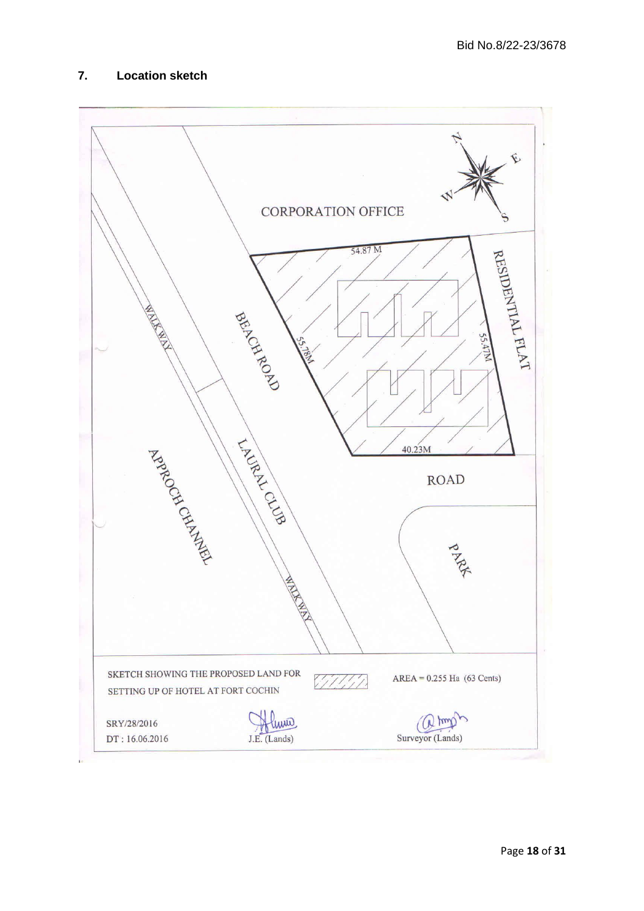## 7. Location sketch

CORPORATION OFFICE

RESIDENTIAL FLAT

BEACH ROAD

WALK WAY

APPROCH CHANNEL

LAURAL CLUB

ROAD

PARK

54.87 M

55.78M

55.47M

40.23M

SKETCH SHOWING THE PROPOSED LAND FOR SETTING UP OF HOTEL AT FORT COCHIN

AREA = 0.255 Ha (63 Cents)

SRY/28/2016

DT : 16.06.2016

J.E. (Lands)

Surveyor (Lands)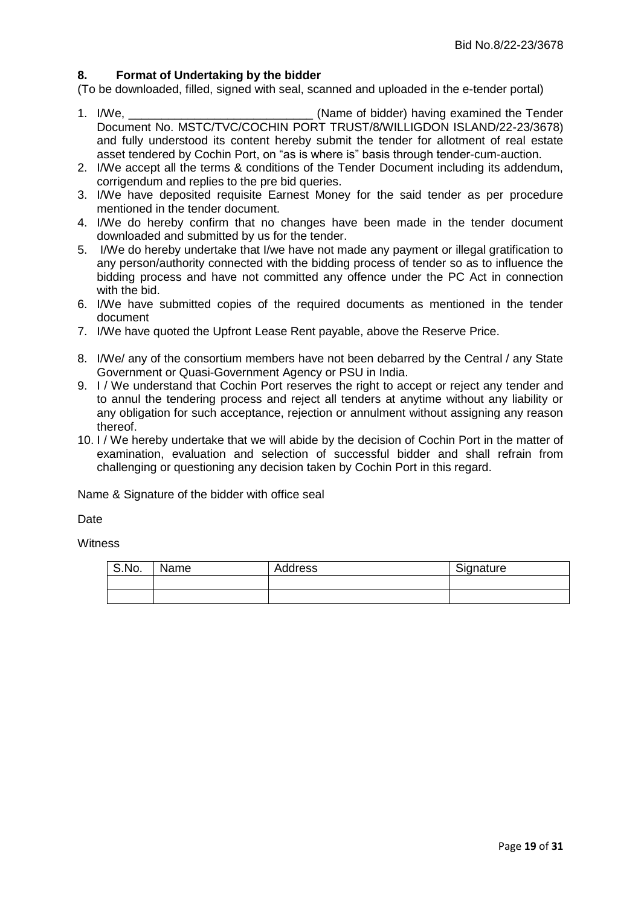## 8. Format of Undertaking by the bidder

(To be downloaded, filled, signed with seal, scanned and uploaded in the e-tender portal)

1. I/We, ____________________________ (Name of bidder) having examined the Tender Document No. MSTC/TVC/COCHIN PORT TRUST/8/WILLIGDON ISLAND/22-23/3678) and fully understood its content hereby submit the tender for allotment of real estate asset tendered by Cochin Port, on "as is where is" basis through tender-cum-auction.
2. I/We accept all the terms & conditions of the Tender Document including its addendum, corrigendum and replies to the pre bid queries.
3. I/We have deposited requisite Earnest Money for the said tender as per procedure mentioned in the tender document.
4. I/We do hereby confirm that no changes have been made in the tender document downloaded and submitted by us for the tender.
5. I/We do hereby undertake that I/we have not made any payment or illegal gratification to any person/authority connected with the bidding process of tender so as to influence the bidding process and have not committed any offence under the PC Act in connection with the bid.
6. I/We have submitted copies of the required documents as mentioned in the tender document
7. I/We have quoted the Upfront Lease Rent payable, above the Reserve Price.
8. I/We/ any of the consortium members have not been debarred by the Central / any State Government or Quasi-Government Agency or PSU in India.
9. I / We understand that Cochin Port reserves the right to accept or reject any tender and to annul the tendering process and reject all tenders at anytime without any liability or any obligation for such acceptance, rejection or annulment without assigning any reason thereof.
10. I / We hereby undertake that we will abide by the decision of Cochin Port in the matter of examination, evaluation and selection of successful bidder and shall refrain from challenging or questioning any decision taken by Cochin Port in this regard.

Name & Signature of the bidder with office seal

Date

Witness

| S.No. | Name | Address | Signature |
|---|---|---|---|
| | | | |
| | | | |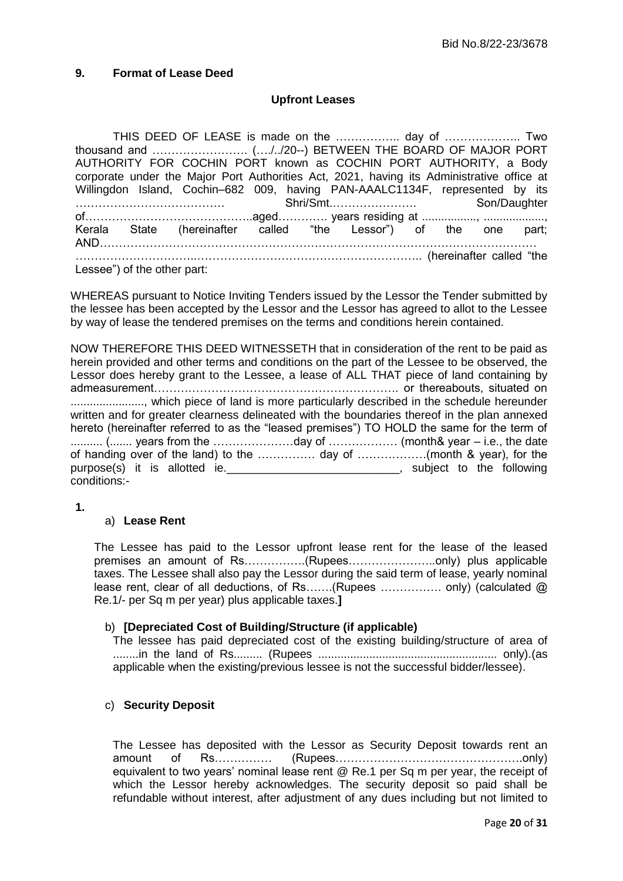## 9. Format of Lease Deed

### Upfront Leases

THIS DEED OF LEASE is made on the …………….. day of ……………….. Two thousand and ……………………. (…./../20--) BETWEEN THE BOARD OF MAJOR PORT AUTHORITY FOR COCHIN PORT known as COCHIN PORT AUTHORITY, a Body corporate under the Major Port Authorities Act, 2021, having its Administrative office at Willingdon Island, Cochin–682 009, having PAN-AAALC1134F, represented by its ………………………………… Shri/Smt.…………………. Son/Daughter of……………………………………..aged…………. years residing at ................., ..................., Kerala State (hereinafter called "the Lessor") of the one part; AND…………………………………………………………………………………………………… ……………………………………………………………………………….. (hereinafter called "the Lessee") of the other part:

WHEREAS pursuant to Notice Inviting Tenders issued by the Lessor the Tender submitted by the lessee has been accepted by the Lessor and the Lessor has agreed to allot to the Lessee by way of lease the tendered premises on the terms and conditions herein contained.

NOW THEREFORE THIS DEED WITNESSETH that in consideration of the rent to be paid as herein provided and other terms and conditions on the part of the Lessee to be observed, the Lessor does hereby grant to the Lessee, a lease of ALL THAT piece of land containing by admeasurement………………………………………………………. or thereabouts, situated on ......................., which piece of land is more particularly described in the schedule hereunder written and for greater clearness delineated with the boundaries thereof in the plan annexed hereto (hereinafter referred to as the "leased premises") TO HOLD the same for the term of .......... (....... years from the …………………day of ……………… (month& year – i.e., the date of handing over of the land) to the …………… day of ………………(month & year), for the purpose(s) it is allotted ie.___________________________, subject to the following conditions:-

**1.**

a) **Lease Rent**

The Lessee has paid to the Lessor upfront lease rent for the lease of the leased premises an amount of Rs…………….(Rupees…………………..only) plus applicable taxes. The Lessee shall also pay the Lessor during the said term of lease, yearly nominal lease rent, clear of all deductions, of Rs…….(Rupees ……………. only) (calculated @ Re.1/- per Sq m per year) plus applicable taxes.**]**

b) **[Depreciated Cost of Building/Structure (if applicable)**

The lessee has paid depreciated cost of the existing building/structure of area of ........in the land of Rs......... (Rupees ........................................................ only).(as applicable when the existing/previous lessee is not the successful bidder/lessee).

c) **Security Deposit**

The Lessee has deposited with the Lessor as Security Deposit towards rent an amount of Rs…………… (Rupees………………………………………….only) equivalent to two years' nominal lease rent @ Re.1 per Sq m per year, the receipt of which the Lessor hereby acknowledges. The security deposit so paid shall be refundable without interest, after adjustment of any dues including but not limited to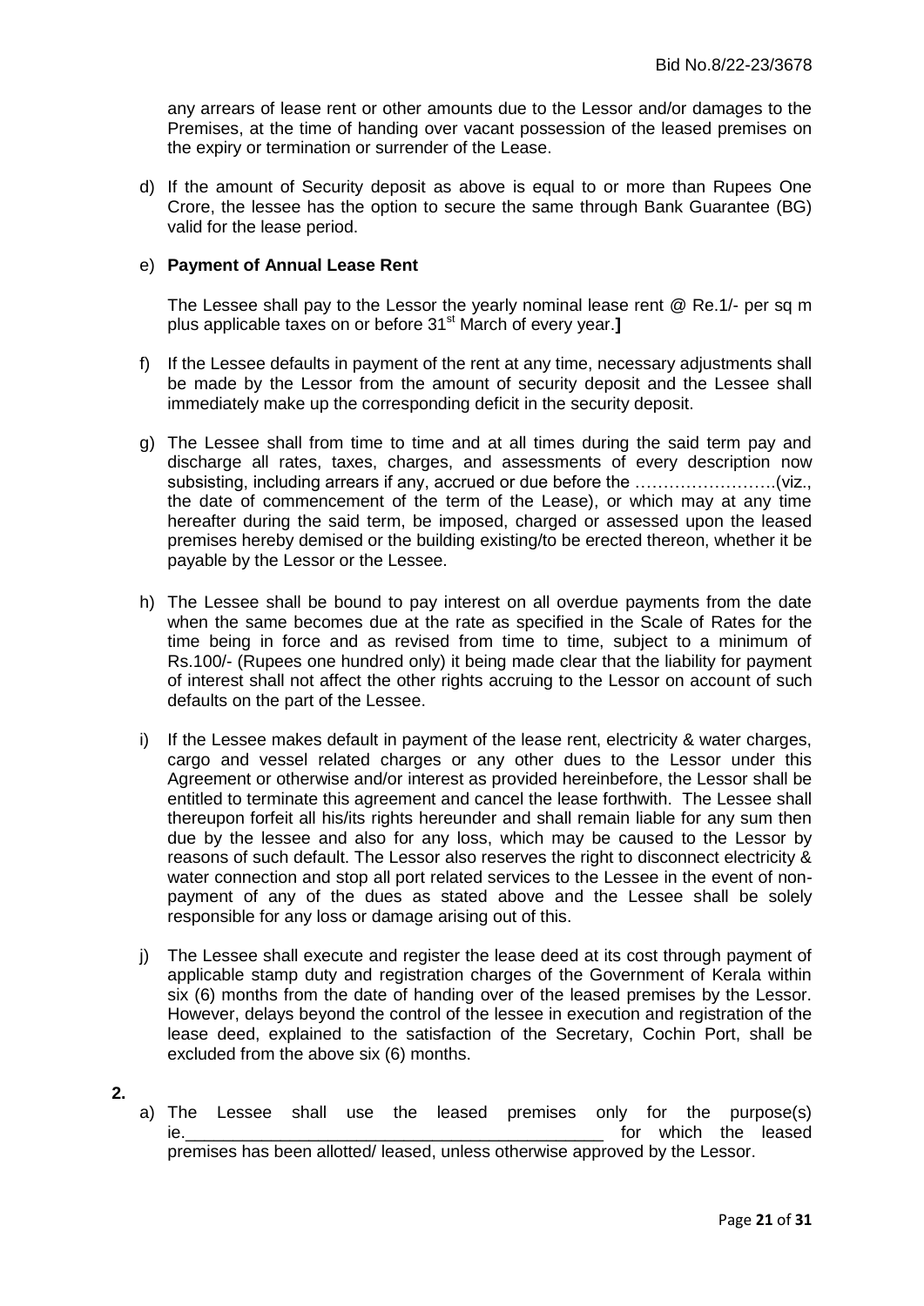any arrears of lease rent or other amounts due to the Lessor and/or damages to the Premises, at the time of handing over vacant possession of the leased premises on the expiry or termination or surrender of the Lease.

d) If the amount of Security deposit as above is equal to or more than Rupees One Crore, the lessee has the option to secure the same through Bank Guarantee (BG) valid for the lease period.

e) **Payment of Annual Lease Rent**

   The Lessee shall pay to the Lessor the yearly nominal lease rent @ Re.1/- per sq m plus applicable taxes on or before 31st March of every year.**]**

f) If the Lessee defaults in payment of the rent at any time, necessary adjustments shall be made by the Lessor from the amount of security deposit and the Lessee shall immediately make up the corresponding deficit in the security deposit.

g) The Lessee shall from time to time and at all times during the said term pay and discharge all rates, taxes, charges, and assessments of every description now subsisting, including arrears if any, accrued or due before the …………………….(viz., the date of commencement of the term of the Lease), or which may at any time hereafter during the said term, be imposed, charged or assessed upon the leased premises hereby demised or the building existing/to be erected thereon, whether it be payable by the Lessor or the Lessee.

h) The Lessee shall be bound to pay interest on all overdue payments from the date when the same becomes due at the rate as specified in the Scale of Rates for the time being in force and as revised from time to time, subject to a minimum of Rs.100/- (Rupees one hundred only) it being made clear that the liability for payment of interest shall not affect the other rights accruing to the Lessor on account of such defaults on the part of the Lessee.

i) If the Lessee makes default in payment of the lease rent, electricity & water charges, cargo and vessel related charges or any other dues to the Lessor under this Agreement or otherwise and/or interest as provided hereinbefore, the Lessor shall be entitled to terminate this agreement and cancel the lease forthwith. The Lessee shall thereupon forfeit all his/its rights hereunder and shall remain liable for any sum then due by the lessee and also for any loss, which may be caused to the Lessor by reasons of such default. The Lessor also reserves the right to disconnect electricity & water connection and stop all port related services to the Lessee in the event of non-payment of any of the dues as stated above and the Lessee shall be solely responsible for any loss or damage arising out of this.

j) The Lessee shall execute and register the lease deed at its cost through payment of applicable stamp duty and registration charges of the Government of Kerala within six (6) months from the date of handing over of the leased premises by the Lessor. However, delays beyond the control of the lessee in execution and registration of the lease deed, explained to the satisfaction of the Secretary, Cochin Port, shall be excluded from the above six (6) months.

**2.**

a) The Lessee shall use the leased premises only for the purpose(s) ie.____________________________________________ for which the leased premises has been allotted/ leased, unless otherwise approved by the Lessor.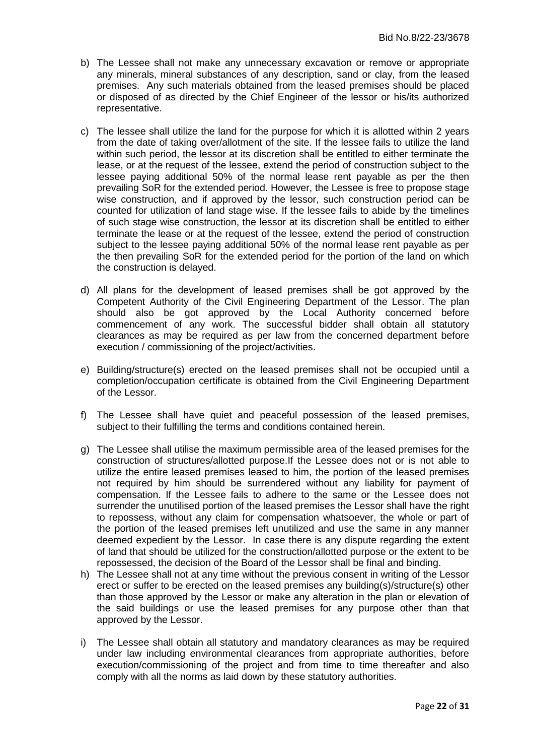b) The Lessee shall not make any unnecessary excavation or remove or appropriate any minerals, mineral substances of any description, sand or clay, from the leased premises. Any such materials obtained from the leased premises should be placed or disposed of as directed by the Chief Engineer of the lessor or his/its authorized representative.

c) The lessee shall utilize the land for the purpose for which it is allotted within 2 years from the date of taking over/allotment of the site. If the lessee fails to utilize the land within such period, the lessor at its discretion shall be entitled to either terminate the lease, or at the request of the lessee, extend the period of construction subject to the lessee paying additional 50% of the normal lease rent payable as per the then prevailing SoR for the extended period. However, the Lessee is free to propose stage wise construction, and if approved by the lessor, such construction period can be counted for utilization of land stage wise. If the lessee fails to abide by the timelines of such stage wise construction, the lessor at its discretion shall be entitled to either terminate the lease or at the request of the lessee, extend the period of construction subject to the lessee paying additional 50% of the normal lease rent payable as per the then prevailing SoR for the extended period for the portion of the land on which the construction is delayed.

d) All plans for the development of leased premises shall be got approved by the Competent Authority of the Civil Engineering Department of the Lessor. The plan should also be got approved by the Local Authority concerned before commencement of any work. The successful bidder shall obtain all statutory clearances as may be required as per law from the concerned department before execution / commissioning of the project/activities.

e) Building/structure(s) erected on the leased premises shall not be occupied until a completion/occupation certificate is obtained from the Civil Engineering Department of the Lessor.

f) The Lessee shall have quiet and peaceful possession of the leased premises, subject to their fulfilling the terms and conditions contained herein.

g) The Lessee shall utilise the maximum permissible area of the leased premises for the construction of structures/allotted purpose.If the Lessee does not or is not able to utilize the entire leased premises leased to him, the portion of the leased premises not required by him should be surrendered without any liability for payment of compensation. If the Lessee fails to adhere to the same or the Lessee does not surrender the unutilised portion of the leased premises the Lessor shall have the right to repossess, without any claim for compensation whatsoever, the whole or part of the portion of the leased premises left unutilized and use the same in any manner deemed expedient by the Lessor. In case there is any dispute regarding the extent of land that should be utilized for the construction/allotted purpose or the extent to be repossessed, the decision of the Board of the Lessor shall be final and binding.

h) The Lessee shall not at any time without the previous consent in writing of the Lessor erect or suffer to be erected on the leased premises any building(s)/structure(s) other than those approved by the Lessor or make any alteration in the plan or elevation of the said buildings or use the leased premises for any purpose other than that approved by the Lessor.

i) The Lessee shall obtain all statutory and mandatory clearances as may be required under law including environmental clearances from appropriate authorities, before execution/commissioning of the project and from time to time thereafter and also comply with all the norms as laid down by these statutory authorities.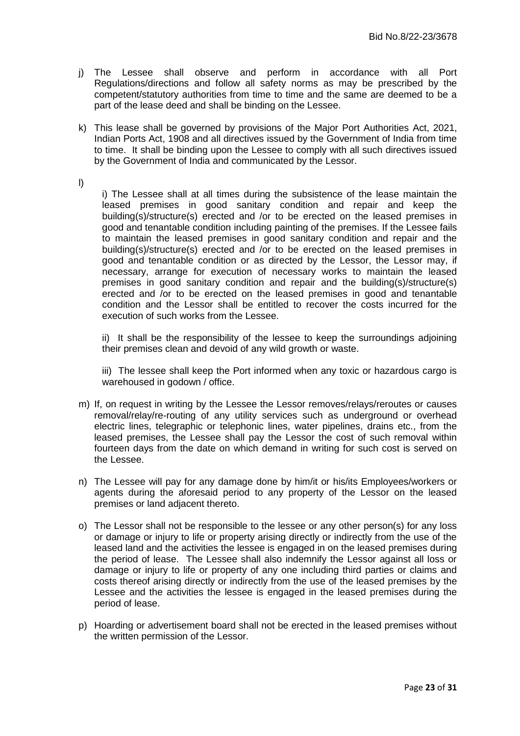j) The Lessee shall observe and perform in accordance with all Port Regulations/directions and follow all safety norms as may be prescribed by the competent/statutory authorities from time to time and the same are deemed to be a part of the lease deed and shall be binding on the Lessee.

k) This lease shall be governed by provisions of the Major Port Authorities Act, 2021, Indian Ports Act, 1908 and all directives issued by the Government of India from time to time. It shall be binding upon the Lessee to comply with all such directives issued by the Government of India and communicated by the Lessor.

l)

i) The Lessee shall at all times during the subsistence of the lease maintain the leased premises in good sanitary condition and repair and keep the building(s)/structure(s) erected and /or to be erected on the leased premises in good and tenantable condition including painting of the premises. If the Lessee fails to maintain the leased premises in good sanitary condition and repair and the building(s)/structure(s) erected and /or to be erected on the leased premises in good and tenantable condition or as directed by the Lessor, the Lessor may, if necessary, arrange for execution of necessary works to maintain the leased premises in good sanitary condition and repair and the building(s)/structure(s) erected and /or to be erected on the leased premises in good and tenantable condition and the Lessor shall be entitled to recover the costs incurred for the execution of such works from the Lessee.

ii) It shall be the responsibility of the lessee to keep the surroundings adjoining their premises clean and devoid of any wild growth or waste.

iii) The lessee shall keep the Port informed when any toxic or hazardous cargo is warehoused in godown / office.

m) If, on request in writing by the Lessee the Lessor removes/relays/reroutes or causes removal/relay/re-routing of any utility services such as underground or overhead electric lines, telegraphic or telephonic lines, water pipelines, drains etc., from the leased premises, the Lessee shall pay the Lessor the cost of such removal within fourteen days from the date on which demand in writing for such cost is served on the Lessee.

n) The Lessee will pay for any damage done by him/it or his/its Employees/workers or agents during the aforesaid period to any property of the Lessor on the leased premises or land adjacent thereto.

o) The Lessor shall not be responsible to the lessee or any other person(s) for any loss or damage or injury to life or property arising directly or indirectly from the use of the leased land and the activities the lessee is engaged in on the leased premises during the period of lease. The Lessee shall also indemnify the Lessor against all loss or damage or injury to life or property of any one including third parties or claims and costs thereof arising directly or indirectly from the use of the leased premises by the Lessee and the activities the lessee is engaged in the leased premises during the period of lease.

p) Hoarding or advertisement board shall not be erected in the leased premises without the written permission of the Lessor.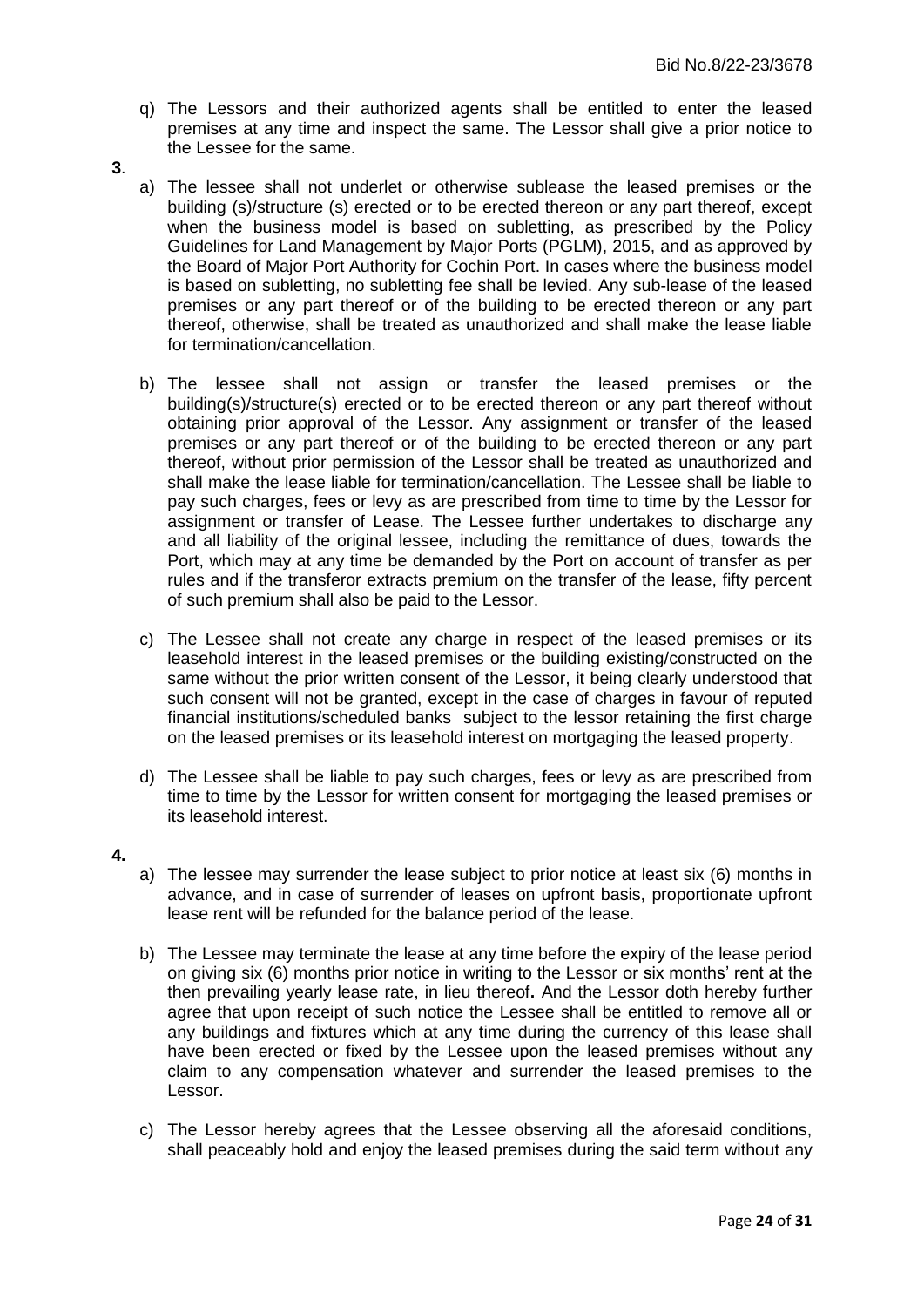q) The Lessors and their authorized agents shall be entitled to enter the leased premises at any time and inspect the same. The Lessor shall give a prior notice to the Lessee for the same.

**3**.

a) The lessee shall not underlet or otherwise sublease the leased premises or the building (s)/structure (s) erected or to be erected thereon or any part thereof, except when the business model is based on subletting, as prescribed by the Policy Guidelines for Land Management by Major Ports (PGLM), 2015, and as approved by the Board of Major Port Authority for Cochin Port. In cases where the business model is based on subletting, no subletting fee shall be levied. Any sub-lease of the leased premises or any part thereof or of the building to be erected thereon or any part thereof, otherwise, shall be treated as unauthorized and shall make the lease liable for termination/cancellation.

b) The lessee shall not assign or transfer the leased premises or the building(s)/structure(s) erected or to be erected thereon or any part thereof without obtaining prior approval of the Lessor. Any assignment or transfer of the leased premises or any part thereof or of the building to be erected thereon or any part thereof, without prior permission of the Lessor shall be treated as unauthorized and shall make the lease liable for termination/cancellation. The Lessee shall be liable to pay such charges, fees or levy as are prescribed from time to time by the Lessor for assignment or transfer of Lease. The Lessee further undertakes to discharge any and all liability of the original lessee, including the remittance of dues, towards the Port, which may at any time be demanded by the Port on account of transfer as per rules and if the transferor extracts premium on the transfer of the lease, fifty percent of such premium shall also be paid to the Lessor.

c) The Lessee shall not create any charge in respect of the leased premises or its leasehold interest in the leased premises or the building existing/constructed on the same without the prior written consent of the Lessor, it being clearly understood that such consent will not be granted, except in the case of charges in favour of reputed financial institutions/scheduled banks subject to the lessor retaining the first charge on the leased premises or its leasehold interest on mortgaging the leased property.

d) The Lessee shall be liable to pay such charges, fees or levy as are prescribed from time to time by the Lessor for written consent for mortgaging the leased premises or its leasehold interest.

**4.**

a) The lessee may surrender the lease subject to prior notice at least six (6) months in advance, and in case of surrender of leases on upfront basis, proportionate upfront lease rent will be refunded for the balance period of the lease.

b) The Lessee may terminate the lease at any time before the expiry of the lease period on giving six (6) months prior notice in writing to the Lessor or six months' rent at the then prevailing yearly lease rate, in lieu thereof**.** And the Lessor doth hereby further agree that upon receipt of such notice the Lessee shall be entitled to remove all or any buildings and fixtures which at any time during the currency of this lease shall have been erected or fixed by the Lessee upon the leased premises without any claim to any compensation whatever and surrender the leased premises to the Lessor.

c) The Lessor hereby agrees that the Lessee observing all the aforesaid conditions, shall peaceably hold and enjoy the leased premises during the said term without any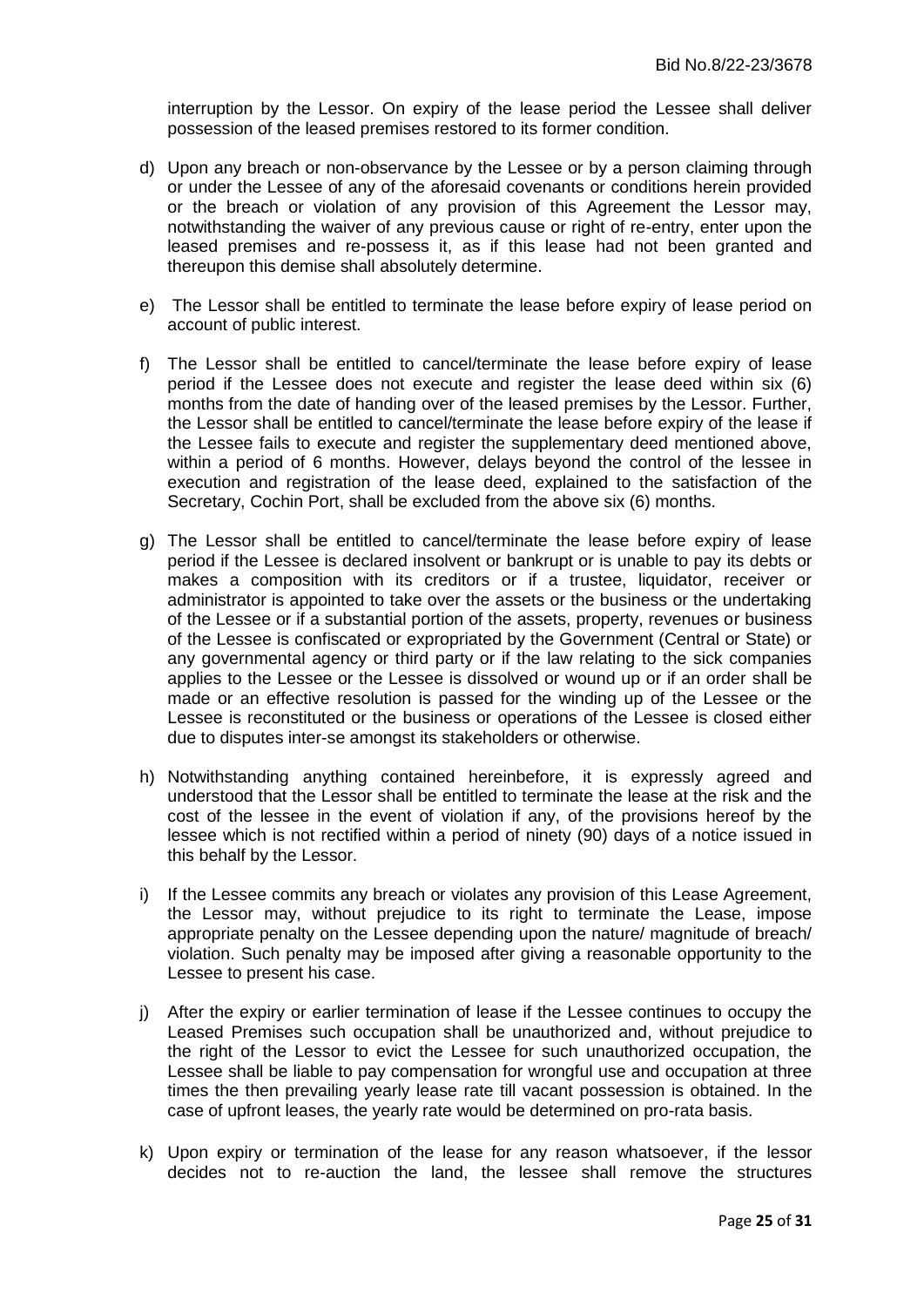interruption by the Lessor. On expiry of the lease period the Lessee shall deliver possession of the leased premises restored to its former condition.

d) Upon any breach or non-observance by the Lessee or by a person claiming through or under the Lessee of any of the aforesaid covenants or conditions herein provided or the breach or violation of any provision of this Agreement the Lessor may, notwithstanding the waiver of any previous cause or right of re-entry, enter upon the leased premises and re-possess it, as if this lease had not been granted and thereupon this demise shall absolutely determine.

e) The Lessor shall be entitled to terminate the lease before expiry of lease period on account of public interest.

f) The Lessor shall be entitled to cancel/terminate the lease before expiry of lease period if the Lessee does not execute and register the lease deed within six (6) months from the date of handing over of the leased premises by the Lessor. Further, the Lessor shall be entitled to cancel/terminate the lease before expiry of the lease if the Lessee fails to execute and register the supplementary deed mentioned above, within a period of 6 months. However, delays beyond the control of the lessee in execution and registration of the lease deed, explained to the satisfaction of the Secretary, Cochin Port, shall be excluded from the above six (6) months.

g) The Lessor shall be entitled to cancel/terminate the lease before expiry of lease period if the Lessee is declared insolvent or bankrupt or is unable to pay its debts or makes a composition with its creditors or if a trustee, liquidator, receiver or administrator is appointed to take over the assets or the business or the undertaking of the Lessee or if a substantial portion of the assets, property, revenues or business of the Lessee is confiscated or expropriated by the Government (Central or State) or any governmental agency or third party or if the law relating to the sick companies applies to the Lessee or the Lessee is dissolved or wound up or if an order shall be made or an effective resolution is passed for the winding up of the Lessee or the Lessee is reconstituted or the business or operations of the Lessee is closed either due to disputes inter-se amongst its stakeholders or otherwise.

h) Notwithstanding anything contained hereinbefore, it is expressly agreed and understood that the Lessor shall be entitled to terminate the lease at the risk and the cost of the lessee in the event of violation if any, of the provisions hereof by the lessee which is not rectified within a period of ninety (90) days of a notice issued in this behalf by the Lessor.

i) If the Lessee commits any breach or violates any provision of this Lease Agreement, the Lessor may, without prejudice to its right to terminate the Lease, impose appropriate penalty on the Lessee depending upon the nature/ magnitude of breach/ violation. Such penalty may be imposed after giving a reasonable opportunity to the Lessee to present his case.

j) After the expiry or earlier termination of lease if the Lessee continues to occupy the Leased Premises such occupation shall be unauthorized and, without prejudice to the right of the Lessor to evict the Lessee for such unauthorized occupation, the Lessee shall be liable to pay compensation for wrongful use and occupation at three times the then prevailing yearly lease rate till vacant possession is obtained. In the case of upfront leases, the yearly rate would be determined on pro-rata basis.

k) Upon expiry or termination of the lease for any reason whatsoever, if the lessor decides not to re-auction the land, the lessee shall remove the structures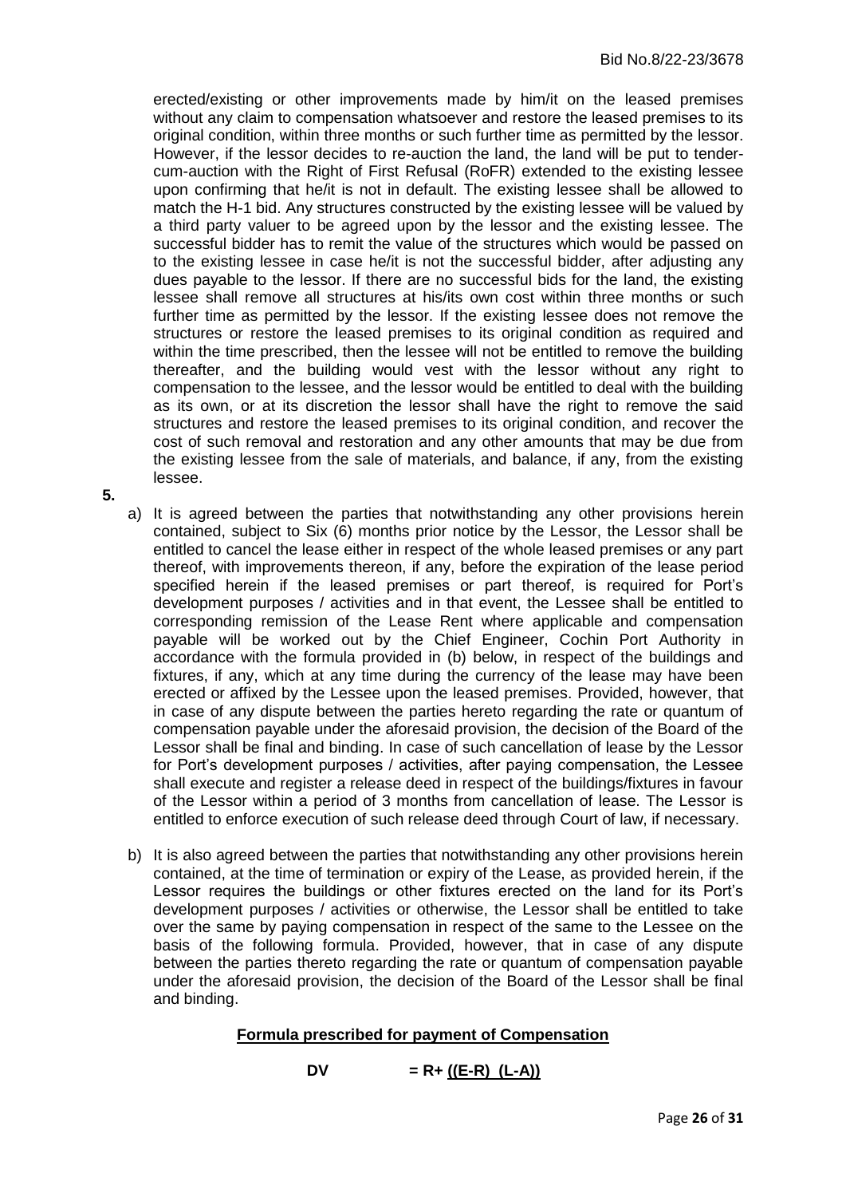erected/existing or other improvements made by him/it on the leased premises without any claim to compensation whatsoever and restore the leased premises to its original condition, within three months or such further time as permitted by the lessor. However, if the lessor decides to re-auction the land, the land will be put to tender-cum-auction with the Right of First Refusal (RoFR) extended to the existing lessee upon confirming that he/it is not in default. The existing lessee shall be allowed to match the H-1 bid. Any structures constructed by the existing lessee will be valued by a third party valuer to be agreed upon by the lessor and the existing lessee. The successful bidder has to remit the value of the structures which would be passed on to the existing lessee in case he/it is not the successful bidder, after adjusting any dues payable to the lessor. If there are no successful bids for the land, the existing lessee shall remove all structures at his/its own cost within three months or such further time as permitted by the lessor. If the existing lessee does not remove the structures or restore the leased premises to its original condition as required and within the time prescribed, then the lessee will not be entitled to remove the building thereafter, and the building would vest with the lessor without any right to compensation to the lessee, and the lessor would be entitled to deal with the building as its own, or at its discretion the lessor shall have the right to remove the said structures and restore the leased premises to its original condition, and recover the cost of such removal and restoration and any other amounts that may be due from the existing lessee from the sale of materials, and balance, if any, from the existing lessee.

**5.**

a) It is agreed between the parties that notwithstanding any other provisions herein contained, subject to Six (6) months prior notice by the Lessor, the Lessor shall be entitled to cancel the lease either in respect of the whole leased premises or any part thereof, with improvements thereon, if any, before the expiration of the lease period specified herein if the leased premises or part thereof, is required for Port's development purposes / activities and in that event, the Lessee shall be entitled to corresponding remission of the Lease Rent where applicable and compensation payable will be worked out by the Chief Engineer, Cochin Port Authority in accordance with the formula provided in (b) below, in respect of the buildings and fixtures, if any, which at any time during the currency of the lease may have been erected or affixed by the Lessee upon the leased premises. Provided, however, that in case of any dispute between the parties hereto regarding the rate or quantum of compensation payable under the aforesaid provision, the decision of the Board of the Lessor shall be final and binding. In case of such cancellation of lease by the Lessor for Port's development purposes / activities, after paying compensation, the Lessee shall execute and register a release deed in respect of the buildings/fixtures in favour of the Lessor within a period of 3 months from cancellation of lease. The Lessor is entitled to enforce execution of such release deed through Court of law, if necessary.

b) It is also agreed between the parties that notwithstanding any other provisions herein contained, at the time of termination or expiry of the Lease, as provided herein, if the Lessor requires the buildings or other fixtures erected on the land for its Port's development purposes / activities or otherwise, the Lessor shall be entitled to take over the same by paying compensation in respect of the same to the Lessee on the basis of the following formula. Provided, however, that in case of any dispute between the parties thereto regarding the rate or quantum of compensation payable under the aforesaid provision, the decision of the Board of the Lessor shall be final and binding.

**Formula prescribed for payment of Compensation**

$$DV = R + \underline{((E-R)\ (L-A))}$$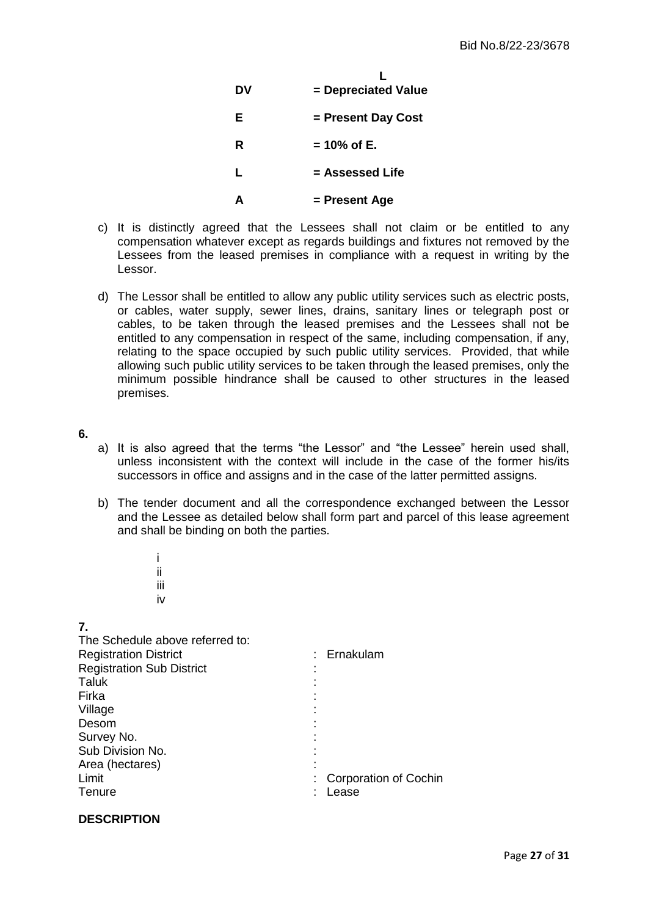L

| | |
|---|---|
| **DV** | **= Depreciated Value** |
| **E** | **= Present Day Cost** |
| **R** | **= 10% of E.** |
| **L** | **= Assessed Life** |
| **A** | **= Present Age** |

c) It is distinctly agreed that the Lessees shall not claim or be entitled to any compensation whatever except as regards buildings and fixtures not removed by the Lessees from the leased premises in compliance with a request in writing by the Lessor.

d) The Lessor shall be entitled to allow any public utility services such as electric posts, or cables, water supply, sewer lines, drains, sanitary lines or telegraph post or cables, to be taken through the leased premises and the Lessees shall not be entitled to any compensation in respect of the same, including compensation, if any, relating to the space occupied by such public utility services. Provided, that while allowing such public utility services to be taken through the leased premises, only the minimum possible hindrance shall be caused to other structures in the leased premises.

**6.**

a) It is also agreed that the terms "the Lessor" and "the Lessee" herein used shall, unless inconsistent with the context will include in the case of the former his/its successors in office and assigns and in the case of the latter permitted assigns.

b) The tender document and all the correspondence exchanged between the Lessor and the Lessee as detailed below shall form part and parcel of this lease agreement and shall be binding on both the parties.

i
ii
iii
iv

**7.**

The Schedule above referred to:

| | |
|---|---|
| Registration District | : Ernakulam |
| Registration Sub District | : |
| Taluk | : |
| Firka | : |
| Village | : |
| Desom | : |
| Survey No. | : |
| Sub Division No. | : |
| Area (hectares) | : |
| Limit | : Corporation of Cochin |
| Tenure | : Lease |

**DESCRIPTION**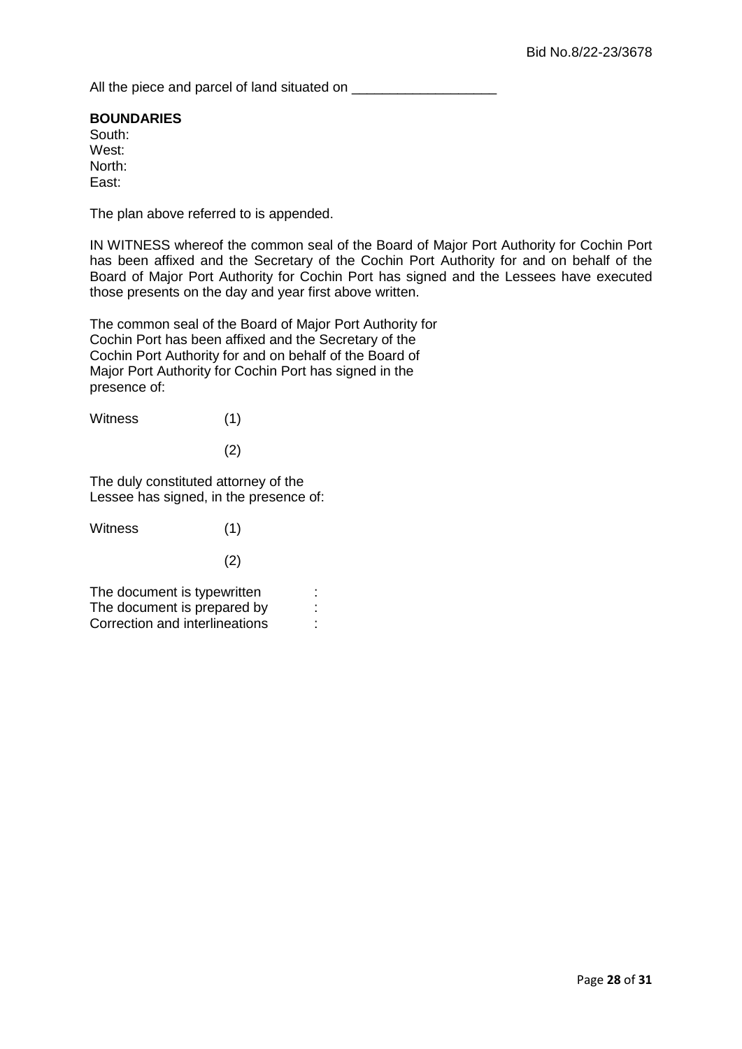All the piece and parcel of land situated on ___________________

**BOUNDARIES**

South:
West:
North:
East:

The plan above referred to is appended.

IN WITNESS whereof the common seal of the Board of Major Port Authority for Cochin Port has been affixed and the Secretary of the Cochin Port Authority for and on behalf of the Board of Major Port Authority for Cochin Port has signed and the Lessees have executed those presents on the day and year first above written.

The common seal of the Board of Major Port Authority for Cochin Port has been affixed and the Secretary of the Cochin Port Authority for and on behalf of the Board of Major Port Authority for Cochin Port has signed in the presence of:

Witness (1)

(2)

The duly constituted attorney of the Lessee has signed, in the presence of:

Witness (1)

(2)

The document is typewritten :
The document is prepared by :
Correction and interlineations :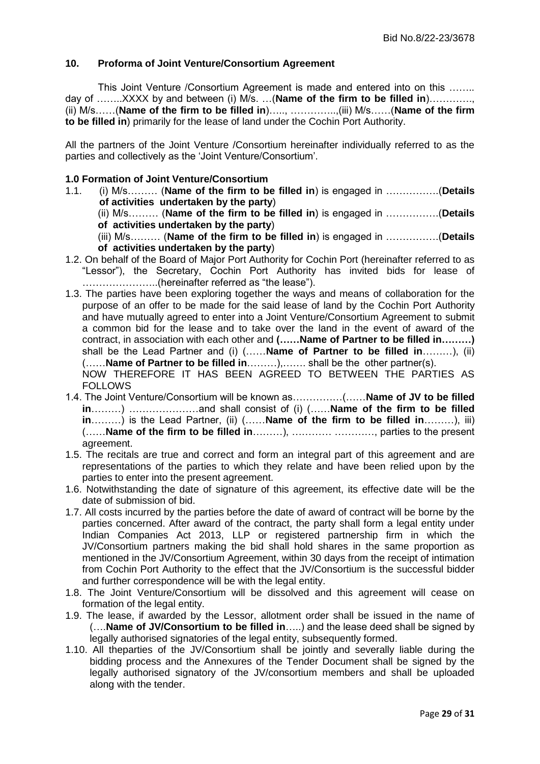## 10. Proforma of Joint Venture/Consortium Agreement

This Joint Venture /Consortium Agreement is made and entered into on this …….. day of ……..XXXX by and between (i) M/s. …(**Name of the firm to be filled in**)…………., (ii) M/s……(**Name of the firm to be filled in**)….., …………..,(iii) M/s……(**Name of the firm to be filled in**) primarily for the lease of land under the Cochin Port Authority.

All the partners of the Joint Venture /Consortium hereinafter individually referred to as the parties and collectively as the 'Joint Venture/Consortium'.

**1.0 Formation of Joint Venture/Consortium**

1.1. (i) M/s……… (**Name of the firm to be filled in**) is engaged in …………….(**Details of activities undertaken by the party**)
(ii) M/s……… (**Name of the firm to be filled in**) is engaged in …………….(**Details of activities undertaken by the party**)
(iii) M/s……… (**Name of the firm to be filled in**) is engaged in …………….(**Details of activities undertaken by the party**)

1.2. On behalf of the Board of Major Port Authority for Cochin Port (hereinafter referred to as "Lessor"), the Secretary, Cochin Port Authority has invited bids for lease of …………………..(hereinafter referred as "the lease").

1.3. The parties have been exploring together the ways and means of collaboration for the purpose of an offer to be made for the said lease of land by the Cochin Port Authority and have mutually agreed to enter into a Joint Venture/Consortium Agreement to submit a common bid for the lease and to take over the land in the event of award of the contract, in association with each other and **(……Name of Partner to be filled in………)** shall be the Lead Partner and (i) (……**Name of Partner to be filled in**………), (ii) (……**Name of Partner to be filled in**………),……. shall be the other partner(s).
NOW THEREFORE IT HAS BEEN AGREED TO BETWEEN THE PARTIES AS FOLLOWS

1.4. The Joint Venture/Consortium will be known as……………(……**Name of JV to be filled in**………) …………………and shall consist of (i) (……**Name of the firm to be filled in**………) is the Lead Partner, (ii) (……**Name of the firm to be filled in**………), iii) (……**Name of the firm to be filled in**………), ………… …………, parties to the present agreement.

1.5. The recitals are true and correct and form an integral part of this agreement and are representations of the parties to which they relate and have been relied upon by the parties to enter into the present agreement.

1.6. Notwithstanding the date of signature of this agreement, its effective date will be the date of submission of bid.

1.7. All costs incurred by the parties before the date of award of contract will be borne by the parties concerned. After award of the contract, the party shall form a legal entity under Indian Companies Act 2013, LLP or registered partnership firm in which the JV/Consortium partners making the bid shall hold shares in the same proportion as mentioned in the JV/Consortium Agreement, within 30 days from the receipt of intimation from Cochin Port Authority to the effect that the JV/Consortium is the successful bidder and further correspondence will be with the legal entity.

1.8. The Joint Venture/Consortium will be dissolved and this agreement will cease on formation of the legal entity.

1.9. The lease, if awarded by the Lessor, allotment order shall be issued in the name of (….**Name of JV/Consortium to be filled in**…..) and the lease deed shall be signed by legally authorised signatories of the legal entity, subsequently formed.

1.10. All theparties of the JV/Consortium shall be jointly and severally liable during the bidding process and the Annexures of the Tender Document shall be signed by the legally authorised signatory of the JV/consortium members and shall be uploaded along with the tender.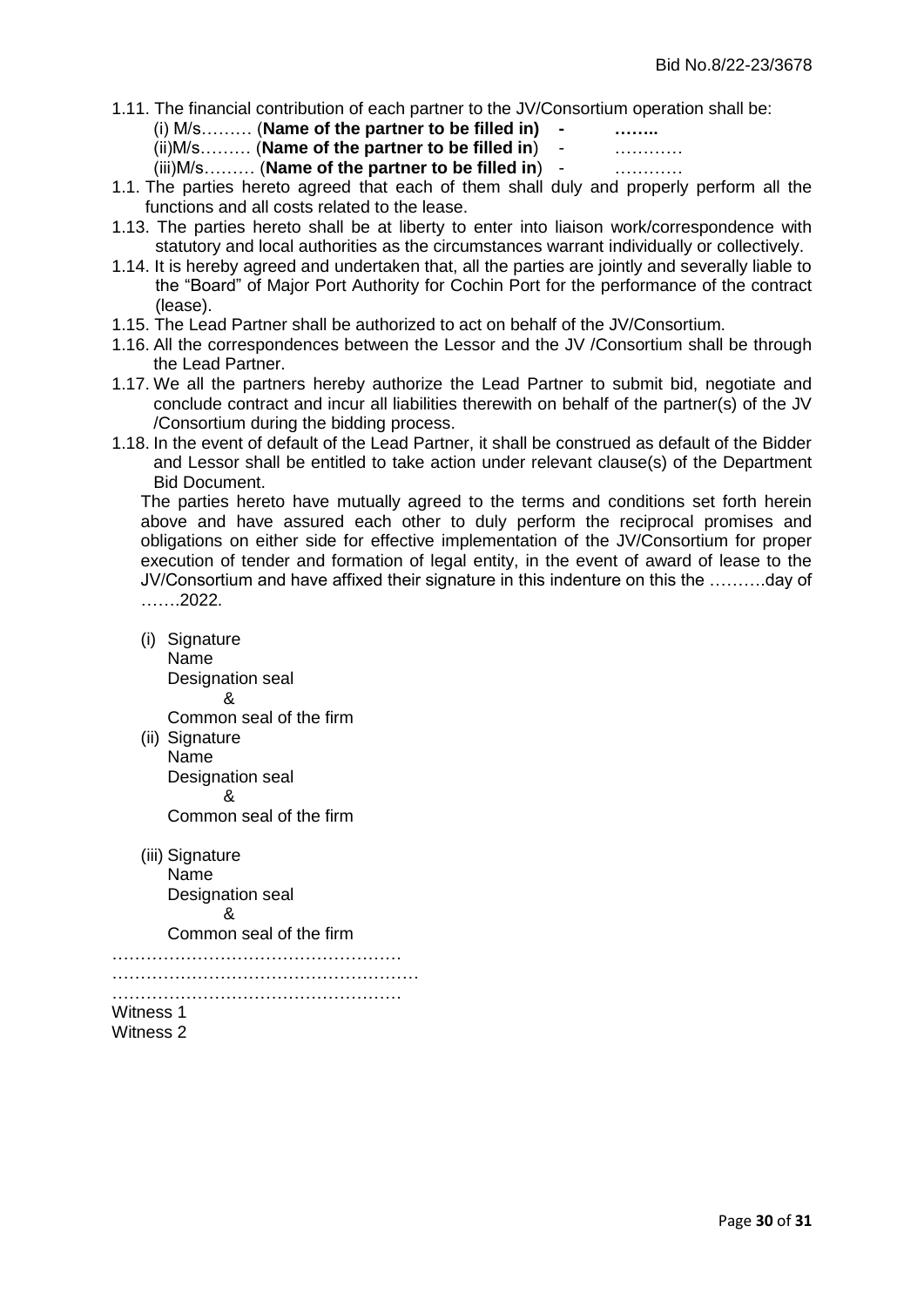1.11. The financial contribution of each partner to the JV/Consortium operation shall be:

(i) M/s……… (**Name of the partner to be filled in) - ……..**

(ii)M/s……… (**Name of the partner to be filled in**) - …………

(iii)M/s……… (**Name of the partner to be filled in**) - …………

1.1. The parties hereto agreed that each of them shall duly and properly perform all the functions and all costs related to the lease.

1.13. The parties hereto shall be at liberty to enter into liaison work/correspondence with statutory and local authorities as the circumstances warrant individually or collectively.

1.14. It is hereby agreed and undertaken that, all the parties are jointly and severally liable to the "Board" of Major Port Authority for Cochin Port for the performance of the contract (lease).

1.15. The Lead Partner shall be authorized to act on behalf of the JV/Consortium.

1.16. All the correspondences between the Lessor and the JV /Consortium shall be through the Lead Partner.

1.17. We all the partners hereby authorize the Lead Partner to submit bid, negotiate and conclude contract and incur all liabilities therewith on behalf of the partner(s) of the JV /Consortium during the bidding process.

1.18. In the event of default of the Lead Partner, it shall be construed as default of the Bidder and Lessor shall be entitled to take action under relevant clause(s) of the Department Bid Document.

The parties hereto have mutually agreed to the terms and conditions set forth herein above and have assured each other to duly perform the reciprocal promises and obligations on either side for effective implementation of the JV/Consortium for proper execution of tender and formation of legal entity, in the event of award of lease to the JV/Consortium and have affixed their signature in this indenture on this the ……….day of …….2022.

(i) Signature
Name
Designation seal
&
Common seal of the firm

(ii) Signature
Name
Designation seal
&
Common seal of the firm

(iii) Signature
Name
Designation seal
&
Common seal of the firm

……………………………………………

………………………………………………

……………………………………………

Witness 1

Witness 2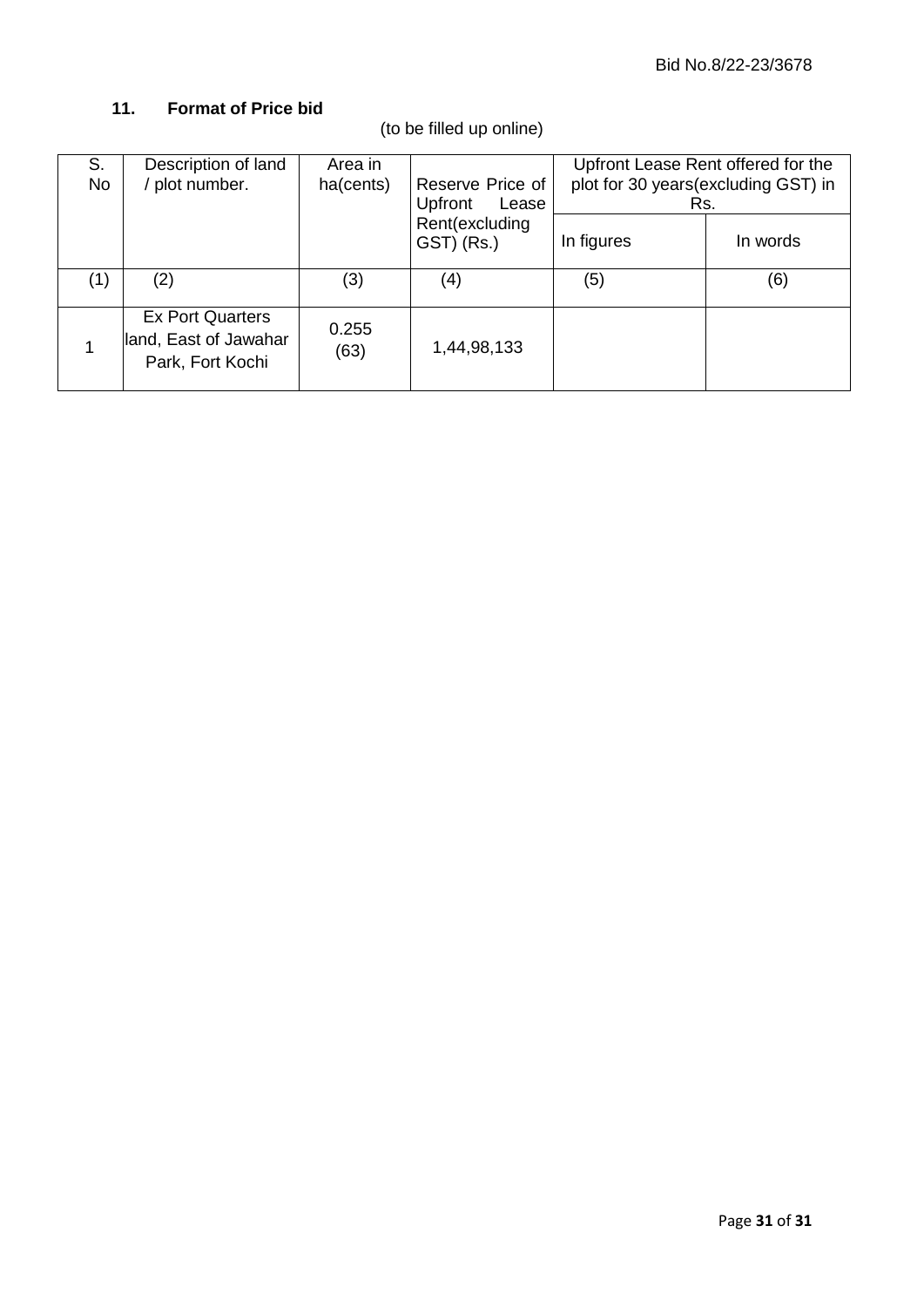**11. Format of Price bid**

(to be filled up online)

| S. No | Description of land / plot number. | Area in ha(cents) | Reserve Price of Upfront Lease Rent(excluding GST) (Rs.) | Upfront Lease Rent offered for the plot for 30 years(excluding GST) in Rs. | |
|---|---|---|---|---|---|
| | | | | In figures | In words |
| (1) | (2) | (3) | (4) | (5) | (6) |
| 1 | Ex Port Quarters land, East of Jawahar Park, Fort Kochi | 0.255 (63) | 1,44,98,133 | | |